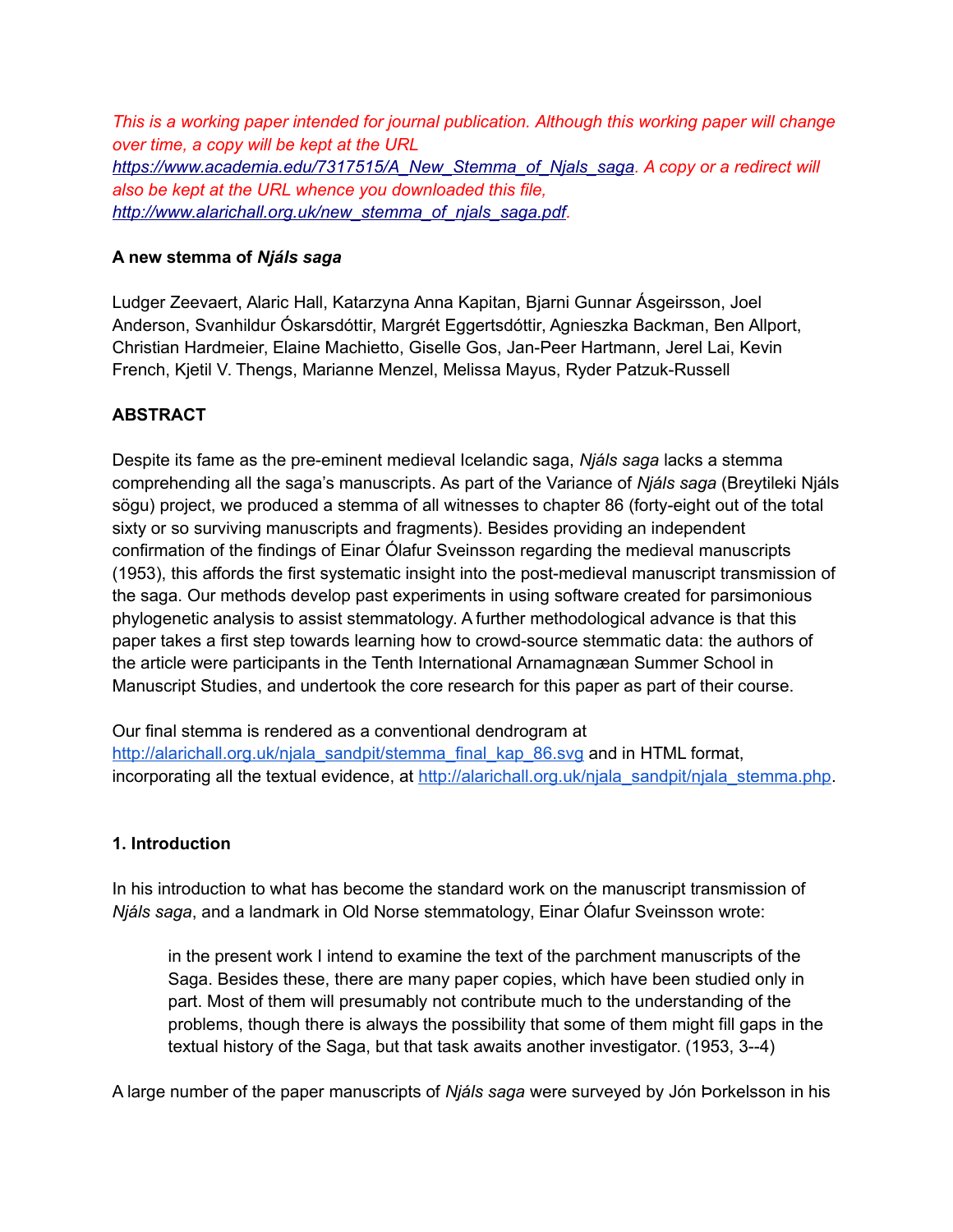*This is a working paper intended for journal publication. Although this working paper will change over time, a copy will be kept at the URL [https://www.academia.edu/7317515/A_New_Stemma_of_Njals_saga](https://www.academia.edu/7317515/A_New_Stemma_of_Njals_saga). A copy or a redirect will also be kept at the URL whence you downloaded this file, [http://www.alarichall.org.uk/new_stemma_of_njals_saga.pdf](http://www.alarichall.org.uk/new_stemma_of_njals_saga.pdf).*

## A new stemma of *Njáls saga*

Ludger Zeevaert, Alaric Hall, Katarzyna Anna Kapitan, Bjarni Gunnar Ásgeirsson, Joel Anderson, Svanhildur Óskarsdóttir, Margrét Eggertsdóttir, Agnieszka Backman, Ben Allport, Christian Hardmeier, Elaine Machietto, Giselle Gos, Jan-Peer Hartmann, Jerel Lai, Kevin French, Kjetil V. Thengs, Marianne Menzel, Melissa Mayus, Ryder Patzuk-Russell

### ABSTRACT

Despite its fame as the pre-eminent medieval Icelandic saga, *Njáls saga* lacks a stemma comprehending all the saga's manuscripts. As part of the Variance of *Njáls saga* (Breytileki Njáls sögu) project, we produced a stemma of all witnesses to chapter 86 (forty-eight out of the total sixty or so surviving manuscripts and fragments). Besides providing an independent confirmation of the findings of Einar Ólafur Sveinsson regarding the medieval manuscripts (1953), this affords the first systematic insight into the post-medieval manuscript transmission of the saga. Our methods develop past experiments in using software created for parsimonious phylogenetic analysis to assist stemmatology. A further methodological advance is that this paper takes a first step towards learning how to crowd-source stemmatic data: the authors of the article were participants in the Tenth International Arnamagnæan Summer School in Manuscript Studies, and undertook the core research for this paper as part of their course.

Our final stemma is rendered as a conventional dendrogram at [http://alarichall.org.uk/njala_sandpit/stemma_final_kap_86.svg](http://alarichall.org.uk/njala_sandpit/stemma_final_kap_86.svg) and in HTML format, incorporating all the textual evidence, at [http://alarichall.org.uk/njala_sandpit/njala_stemma.php](http://alarichall.org.uk/njala_sandpit/njala_stemma.php).

### 1. Introduction

In his introduction to what has become the standard work on the manuscript transmission of *Njáls saga*, and a landmark in Old Norse stemmatology, Einar Ólafur Sveinsson wrote:

> in the present work I intend to examine the text of the parchment manuscripts of the Saga. Besides these, there are many paper copies, which have been studied only in part. Most of them will presumably not contribute much to the understanding of the problems, though there is always the possibility that some of them might fill gaps in the textual history of the Saga, but that task awaits another investigator. (1953, 3--4)

A large number of the paper manuscripts of *Njáls saga* were surveyed by Jón Þorkelsson in his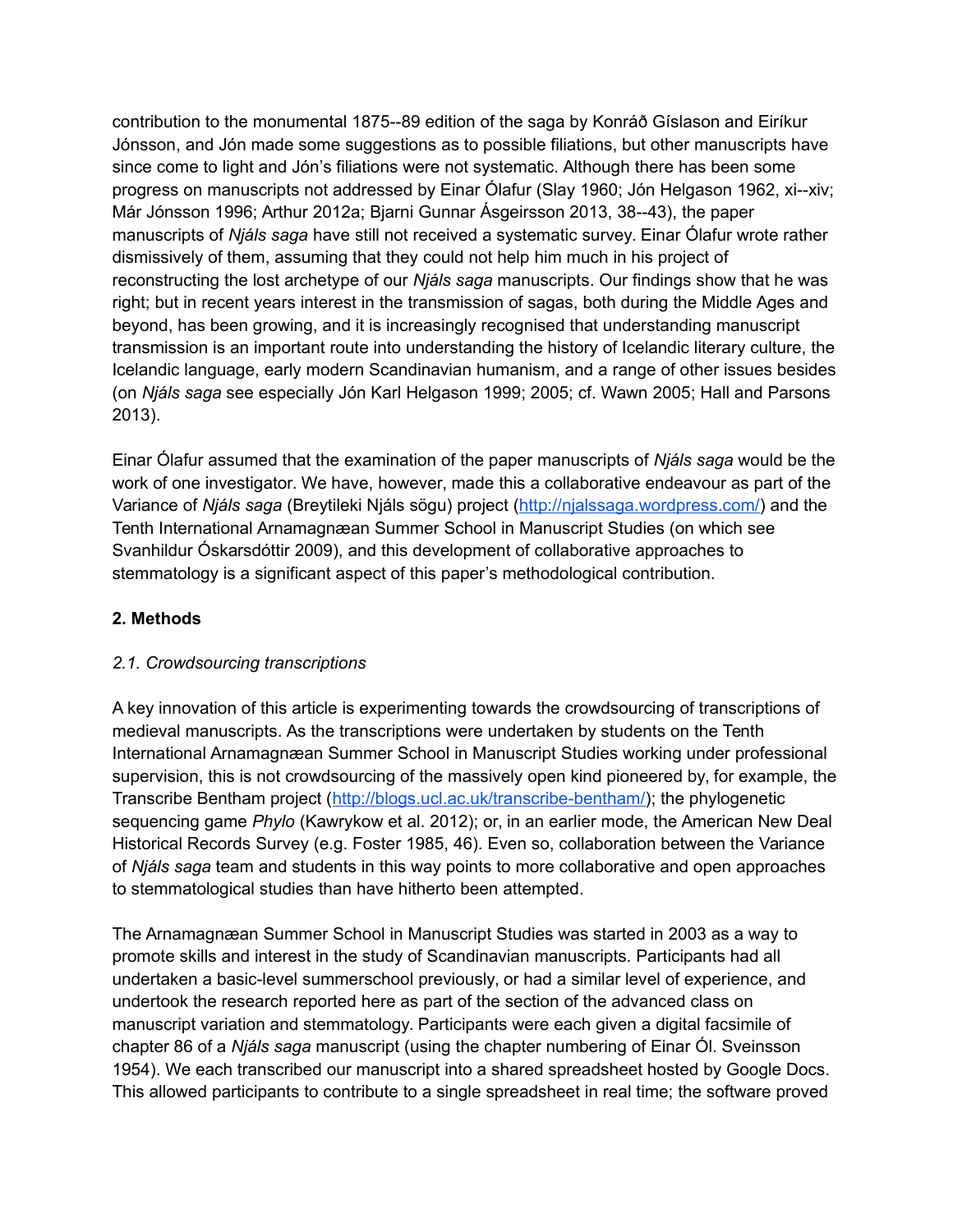contribution to the monumental 1875--89 edition of the saga by Konráð Gíslason and Eiríkur Jónsson, and Jón made some suggestions as to possible filiations, but other manuscripts have since come to light and Jón's filiations were not systematic. Although there has been some progress on manuscripts not addressed by Einar Ólafur (Slay 1960; Jón Helgason 1962, xi--xiv; Már Jónsson 1996; Arthur 2012a; Bjarni Gunnar Ásgeirsson 2013, 38--43), the paper manuscripts of *Njáls saga* have still not received a systematic survey. Einar Ólafur wrote rather dismissively of them, assuming that they could not help him much in his project of reconstructing the lost archetype of our *Njáls saga* manuscripts. Our findings show that he was right; but in recent years interest in the transmission of sagas, both during the Middle Ages and beyond, has been growing, and it is increasingly recognised that understanding manuscript transmission is an important route into understanding the history of Icelandic literary culture, the Icelandic language, early modern Scandinavian humanism, and a range of other issues besides (on *Njáls saga* see especially Jón Karl Helgason 1999; 2005; cf. Wawn 2005; Hall and Parsons 2013).

Einar Ólafur assumed that the examination of the paper manuscripts of *Njáls saga* would be the work of one investigator. We have, however, made this a collaborative endeavour as part of the Variance of *Njáls saga* (Breytileki Njáls sögu) project (http://njalssaga.wordpress.com/) and the Tenth International Arnamagnæan Summer School in Manuscript Studies (on which see Svanhildur Óskarsdóttir 2009), and this development of collaborative approaches to stemmatology is a significant aspect of this paper's methodological contribution.

## 2. Methods

### *2.1. Crowdsourcing transcriptions*

A key innovation of this article is experimenting towards the crowdsourcing of transcriptions of medieval manuscripts. As the transcriptions were undertaken by students on the Tenth International Arnamagnæan Summer School in Manuscript Studies working under professional supervision, this is not crowdsourcing of the massively open kind pioneered by, for example, the Transcribe Bentham project (http://blogs.ucl.ac.uk/transcribe-bentham/); the phylogenetic sequencing game *Phylo* (Kawrykow et al. 2012); or, in an earlier mode, the American New Deal Historical Records Survey (e.g. Foster 1985, 46). Even so, collaboration between the Variance of *Njáls saga* team and students in this way points to more collaborative and open approaches to stemmatological studies than have hitherto been attempted.

The Arnamagnæan Summer School in Manuscript Studies was started in 2003 as a way to promote skills and interest in the study of Scandinavian manuscripts. Participants had all undertaken a basic-level summerschool previously, or had a similar level of experience, and undertook the research reported here as part of the section of the advanced class on manuscript variation and stemmatology. Participants were each given a digital facsimile of chapter 86 of a *Njáls saga* manuscript (using the chapter numbering of Einar Ól. Sveinsson 1954). We each transcribed our manuscript into a shared spreadsheet hosted by Google Docs. This allowed participants to contribute to a single spreadsheet in real time; the software proved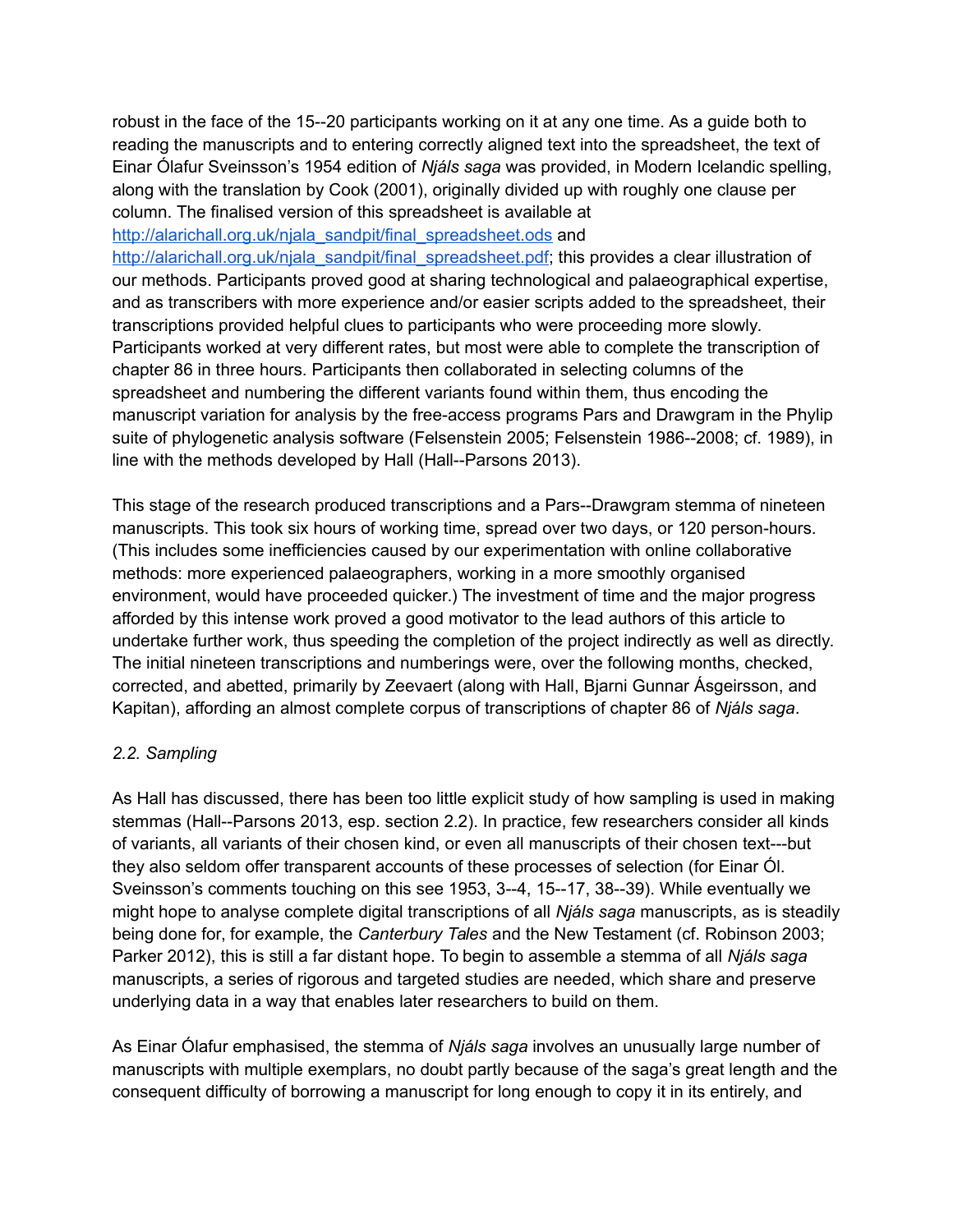robust in the face of the 15--20 participants working on it at any one time. As a guide both to reading the manuscripts and to entering correctly aligned text into the spreadsheet, the text of Einar Ólafur Sveinsson's 1954 edition of *Njáls saga* was provided, in Modern Icelandic spelling, along with the translation by Cook (2001), originally divided up with roughly one clause per column. The finalised version of this spreadsheet is available at http://alarichall.org.uk/njala_sandpit/final_spreadsheet.ods and http://alarichall.org.uk/njala_sandpit/final_spreadsheet.pdf; this provides a clear illustration of our methods. Participants proved good at sharing technological and palaeographical expertise, and as transcribers with more experience and/or easier scripts added to the spreadsheet, their transcriptions provided helpful clues to participants who were proceeding more slowly. Participants worked at very different rates, but most were able to complete the transcription of chapter 86 in three hours. Participants then collaborated in selecting columns of the spreadsheet and numbering the different variants found within them, thus encoding the manuscript variation for analysis by the free-access programs Pars and Drawgram in the Phylip suite of phylogenetic analysis software (Felsenstein 2005; Felsenstein 1986--2008; cf. 1989), in line with the methods developed by Hall (Hall--Parsons 2013).

This stage of the research produced transcriptions and a Pars--Drawgram stemma of nineteen manuscripts. This took six hours of working time, spread over two days, or 120 person-hours. (This includes some inefficiencies caused by our experimentation with online collaborative methods: more experienced palaeographers, working in a more smoothly organised environment, would have proceeded quicker.) The investment of time and the major progress afforded by this intense work proved a good motivator to the lead authors of this article to undertake further work, thus speeding the completion of the project indirectly as well as directly. The initial nineteen transcriptions and numberings were, over the following months, checked, corrected, and abetted, primarily by Zeevaert (along with Hall, Bjarni Gunnar Ásgeirsson, and Kapitan), affording an almost complete corpus of transcriptions of chapter 86 of *Njáls saga*.

### *2.2. Sampling*

As Hall has discussed, there has been too little explicit study of how sampling is used in making stemmas (Hall--Parsons 2013, esp. section 2.2). In practice, few researchers consider all kinds of variants, all variants of their chosen kind, or even all manuscripts of their chosen text---but they also seldom offer transparent accounts of these processes of selection (for Einar Ól. Sveinsson's comments touching on this see 1953, 3--4, 15--17, 38--39). While eventually we might hope to analyse complete digital transcriptions of all *Njáls saga* manuscripts, as is steadily being done for, for example, the *Canterbury Tales* and the New Testament (cf. Robinson 2003; Parker 2012), this is still a far distant hope. To begin to assemble a stemma of all *Njáls saga* manuscripts, a series of rigorous and targeted studies are needed, which share and preserve underlying data in a way that enables later researchers to build on them.

As Einar Ólafur emphasised, the stemma of *Njáls saga* involves an unusually large number of manuscripts with multiple exemplars, no doubt partly because of the saga's great length and the consequent difficulty of borrowing a manuscript for long enough to copy it in its entirely, and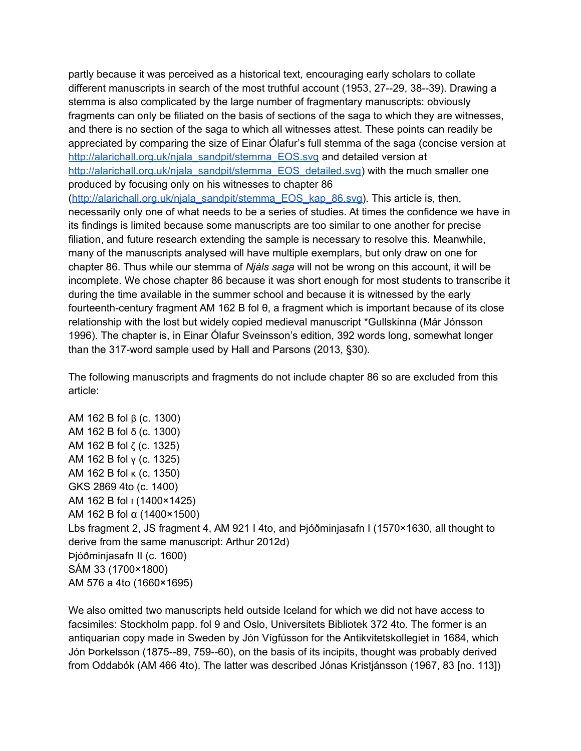partly because it was perceived as a historical text, encouraging early scholars to collate different manuscripts in search of the most truthful account (1953, 27--29, 38--39). Drawing a stemma is also complicated by the large number of fragmentary manuscripts: obviously fragments can only be filiated on the basis of sections of the saga to which they are witnesses, and there is no section of the saga to which all witnesses attest. These points can readily be appreciated by comparing the size of Einar Ólafur's full stemma of the saga (concise version at http://alarichall.org.uk/njala_sandpit/stemma_EOS.svg and detailed version at http://alarichall.org.uk/njala_sandpit/stemma_EOS_detailed.svg) with the much smaller one produced by focusing only on his witnesses to chapter 86 (http://alarichall.org.uk/njala_sandpit/stemma_EOS_kap_86.svg). This article is, then, necessarily only one of what needs to be a series of studies. At times the confidence we have in its findings is limited because some manuscripts are too similar to one another for precise filiation, and future research extending the sample is necessary to resolve this. Meanwhile, many of the manuscripts analysed will have multiple exemplars, but only draw on one for chapter 86. Thus while our stemma of *Njáls saga* will not be wrong on this account, it will be incomplete. We chose chapter 86 because it was short enough for most students to transcribe it during the time available in the summer school and because it is witnessed by the early fourteenth-century fragment AM 162 B fol θ, a fragment which is important because of its close relationship with the lost but widely copied medieval manuscript *Gullskinna (Már Jónsson 1996). The chapter is, in Einar Ólafur Sveinsson's edition, 392 words long, somewhat longer than the 317-word sample used by Hall and Parsons (2013, §30).

The following manuscripts and fragments do not include chapter 86 so are excluded from this article:

AM 162 B fol β (c. 1300)
AM 162 B fol δ (c. 1300)
AM 162 B fol ζ (c. 1325)
AM 162 B fol γ (c. 1325)
AM 162 B fol κ (c. 1350)
GKS 2869 4to (c. 1400)
AM 162 B fol ι (1400×1425)
AM 162 B fol α (1400×1500)
Lbs fragment 2, JS fragment 4, AM 921 I 4to, and Þjóðminjasafn I (1570×1630, all thought to derive from the same manuscript: Arthur 2012d)
Þjóðminjasafn II (c. 1600)
SÁM 33 (1700×1800)
AM 576 a 4to (1660×1695)

We also omitted two manuscripts held outside Iceland for which we did not have access to facsimiles: Stockholm papp. fol 9 and Oslo, Universitets Bibliotek 372 4to. The former is an antiquarian copy made in Sweden by Jón Vígfússon for the Antikvitetskollegiet in 1684, which Jón Þorkelsson (1875--89, 759--60), on the basis of its incipits, thought was probably derived from Oddabók (AM 466 4to). The latter was described Jónas Kristjánsson (1967, 83 [no. 113])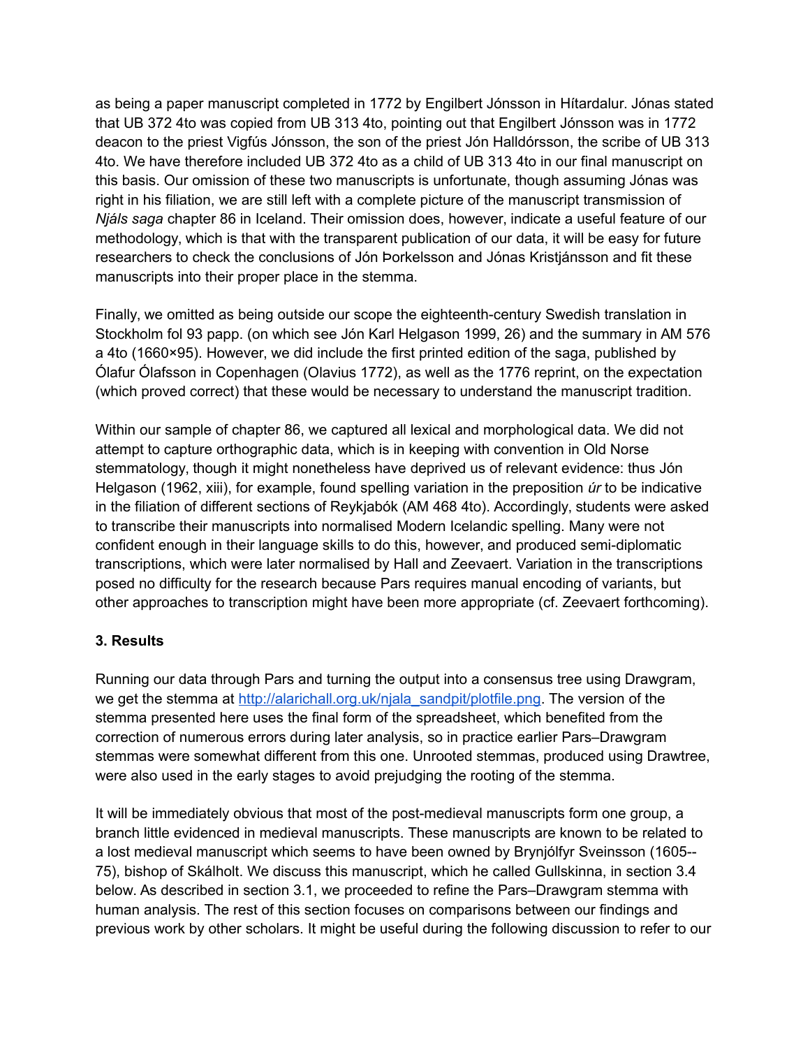as being a paper manuscript completed in 1772 by Engilbert Jónsson in Hítardalur. Jónas stated that UB 372 4to was copied from UB 313 4to, pointing out that Engilbert Jónsson was in 1772 deacon to the priest Vigfús Jónsson, the son of the priest Jón Halldórsson, the scribe of UB 313 4to. We have therefore included UB 372 4to as a child of UB 313 4to in our final manuscript on this basis. Our omission of these two manuscripts is unfortunate, though assuming Jónas was right in his filiation, we are still left with a complete picture of the manuscript transmission of *Njáls saga* chapter 86 in Iceland. Their omission does, however, indicate a useful feature of our methodology, which is that with the transparent publication of our data, it will be easy for future researchers to check the conclusions of Jón Þorkelsson and Jónas Kristjánsson and fit these manuscripts into their proper place in the stemma.

Finally, we omitted as being outside our scope the eighteenth-century Swedish translation in Stockholm fol 93 papp. (on which see Jón Karl Helgason 1999, 26) and the summary in AM 576 a 4to (1660×95). However, we did include the first printed edition of the saga, published by Ólafur Ólafsson in Copenhagen (Olavius 1772), as well as the 1776 reprint, on the expectation (which proved correct) that these would be necessary to understand the manuscript tradition.

Within our sample of chapter 86, we captured all lexical and morphological data. We did not attempt to capture orthographic data, which is in keeping with convention in Old Norse stemmatology, though it might nonetheless have deprived us of relevant evidence: thus Jón Helgason (1962, xiii), for example, found spelling variation in the preposition *úr* to be indicative in the filiation of different sections of Reykjabók (AM 468 4to). Accordingly, students were asked to transcribe their manuscripts into normalised Modern Icelandic spelling. Many were not confident enough in their language skills to do this, however, and produced semi-diplomatic transcriptions, which were later normalised by Hall and Zeevaert. Variation in the transcriptions posed no difficulty for the research because Pars requires manual encoding of variants, but other approaches to transcription might have been more appropriate (cf. Zeevaert forthcoming).

### 3. Results

Running our data through Pars and turning the output into a consensus tree using Drawgram, we get the stemma at [http://alarichall.org.uk/njala_sandpit/plotfile.png](http://alarichall.org.uk/njala_sandpit/plotfile.png). The version of the stemma presented here uses the final form of the spreadsheet, which benefited from the correction of numerous errors during later analysis, so in practice earlier Pars–Drawgram stemmas were somewhat different from this one. Unrooted stemmas, produced using Drawtree, were also used in the early stages to avoid prejudging the rooting of the stemma.

It will be immediately obvious that most of the post-medieval manuscripts form one group, a branch little evidenced in medieval manuscripts. These manuscripts are known to be related to a lost medieval manuscript which seems to have been owned by Brynjólfyr Sveinsson (1605--75), bishop of Skálholt. We discuss this manuscript, which he called Gullskinna, in section 3.4 below. As described in section 3.1, we proceeded to refine the Pars–Drawgram stemma with human analysis. The rest of this section focuses on comparisons between our findings and previous work by other scholars. It might be useful during the following discussion to refer to our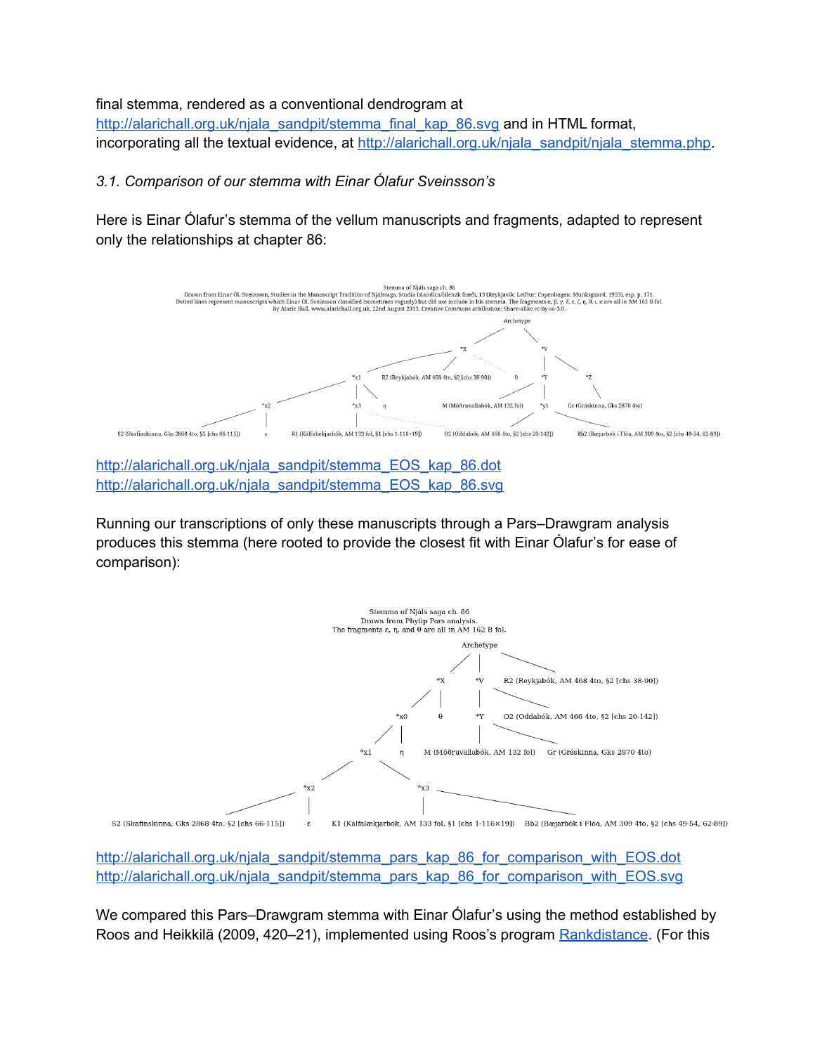final stemma, rendered as a conventional dendrogram at [http://alarichall.org.uk/njala_sandpit/stemma_final_kap_86.svg](http://alarichall.org.uk/njala_sandpit/stemma_final_kap_86.svg) and in HTML format, incorporating all the textual evidence, at [http://alarichall.org.uk/njala_sandpit/njala_stemma.php](http://alarichall.org.uk/njala_sandpit/njala_stemma.php).

### *3.1. Comparison of our stemma with Einar Ólafur Sveinsson's*

Here is Einar Ólafur's stemma of the vellum manuscripts and fragments, adapted to represent only the relationships at chapter 86:

[http://alarichall.org.uk/njala_sandpit/stemma_EOS_kap_86.dot](http://alarichall.org.uk/njala_sandpit/stemma_EOS_kap_86.dot)
[http://alarichall.org.uk/njala_sandpit/stemma_EOS_kap_86.svg](http://alarichall.org.uk/njala_sandpit/stemma_EOS_kap_86.svg)

Running our transcriptions of only these manuscripts through a Pars–Drawgram analysis produces this stemma (here rooted to provide the closest fit with Einar Ólafur's for ease of comparison):

[http://alarichall.org.uk/njala_sandpit/stemma_pars_kap_86_for_comparison_with_EOS.dot](http://alarichall.org.uk/njala_sandpit/stemma_pars_kap_86_for_comparison_with_EOS.dot)
[http://alarichall.org.uk/njala_sandpit/stemma_pars_kap_86_for_comparison_with_EOS.svg](http://alarichall.org.uk/njala_sandpit/stemma_pars_kap_86_for_comparison_with_EOS.svg)

We compared this Pars–Drawgram stemma with Einar Ólafur's using the method established by Roos and Heikkilä (2009, 420–21), implemented using Roos's program Rankdistance. (For this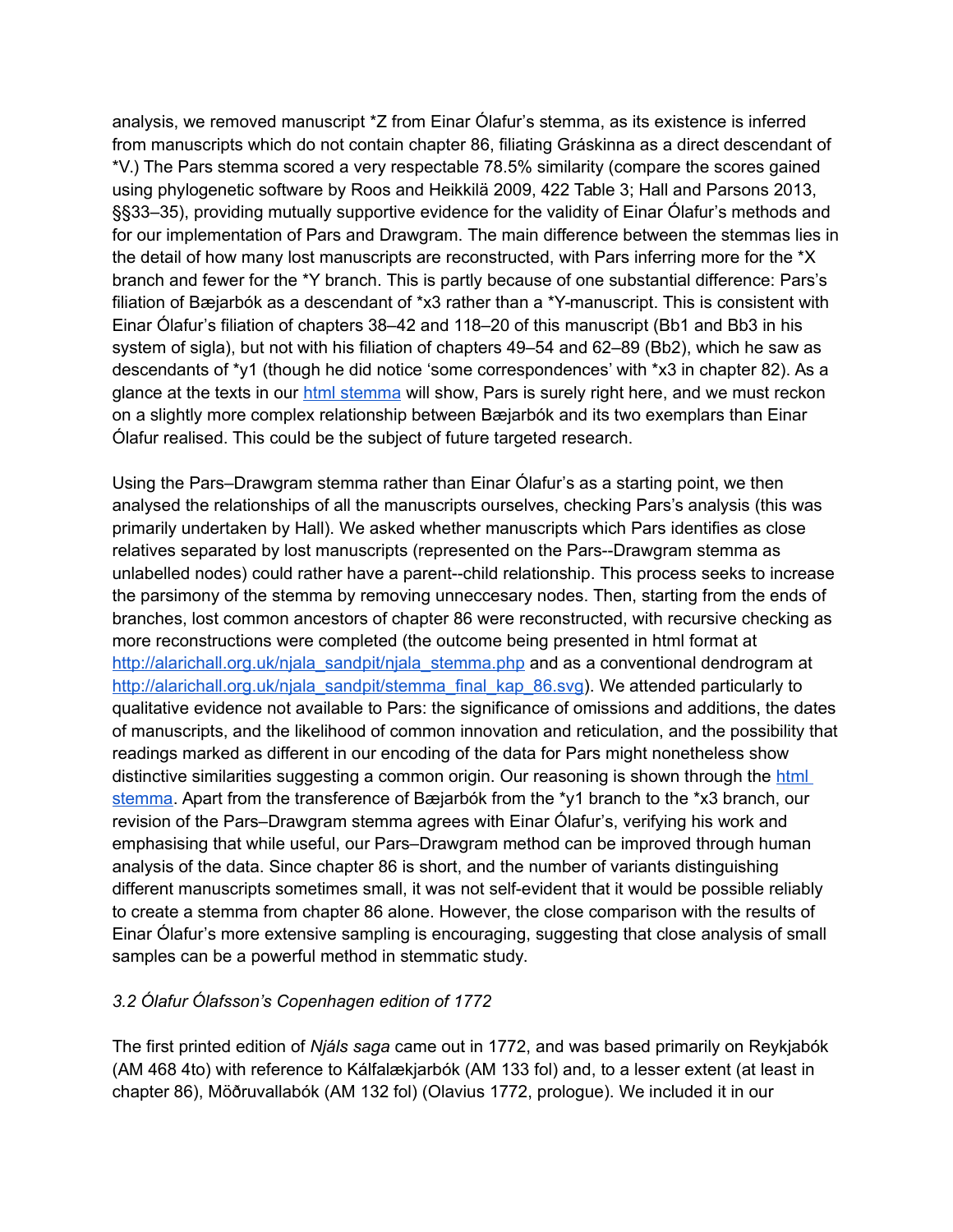analysis, we removed manuscript *Z from Einar Ólafur's stemma, as its existence is inferred from manuscripts which do not contain chapter 86, filiating Gráskinna as a direct descendant of *V.) The Pars stemma scored a very respectable 78.5% similarity (compare the scores gained using phylogenetic software by Roos and Heikkilä 2009, 422 Table 3; Hall and Parsons 2013, §§33–35), providing mutually supportive evidence for the validity of Einar Ólafur's methods and for our implementation of Pars and Drawgram. The main difference between the stemmas lies in the detail of how many lost manuscripts are reconstructed, with Pars inferring more for the *X branch and fewer for the *Y branch. This is partly because of one substantial difference: Pars's filiation of Bæjarbók as a descendant of *x3 rather than a *Y-manuscript. This is consistent with Einar Ólafur's filiation of chapters 38–42 and 118–20 of this manuscript (Bb1 and Bb3 in his system of sigla), but not with his filiation of chapters 49–54 and 62–89 (Bb2), which he saw as descendants of *y1 (though he did notice 'some correspondences' with *x3 in chapter 82). As a glance at the texts in our [html stemma](http://alarichall.org.uk/njala_sandpit/njala_stemma.php) will show, Pars is surely right here, and we must reckon on a slightly more complex relationship between Bæjarbók and its two exemplars than Einar Ólafur realised. This could be the subject of future targeted research.

Using the Pars–Drawgram stemma rather than Einar Ólafur's as a starting point, we then analysed the relationships of all the manuscripts ourselves, checking Pars's analysis (this was primarily undertaken by Hall). We asked whether manuscripts which Pars identifies as close relatives separated by lost manuscripts (represented on the Pars--Drawgram stemma as unlabelled nodes) could rather have a parent--child relationship. This process seeks to increase the parsimony of the stemma by removing unneccesary nodes. Then, starting from the ends of branches, lost common ancestors of chapter 86 were reconstructed, with recursive checking as more reconstructions were completed (the outcome being presented in html format at http://alarichall.org.uk/njala_sandpit/njala_stemma.php and as a conventional dendrogram at http://alarichall.org.uk/njala_sandpit/stemma_final_kap_86.svg). We attended particularly to qualitative evidence not available to Pars: the significance of omissions and additions, the dates of manuscripts, and the likelihood of common innovation and reticulation, and the possibility that readings marked as different in our encoding of the data for Pars might nonetheless show distinctive similarities suggesting a common origin. Our reasoning is shown through the [html stemma](http://alarichall.org.uk/njala_sandpit/njala_stemma.php). Apart from the transference of Bæjarbók from the *y1 branch to the *x3 branch, our revision of the Pars–Drawgram stemma agrees with Einar Ólafur's, verifying his work and emphasising that while useful, our Pars–Drawgram method can be improved through human analysis of the data. Since chapter 86 is short, and the number of variants distinguishing different manuscripts sometimes small, it was not self-evident that it would be possible reliably to create a stemma from chapter 86 alone. However, the close comparison with the results of Einar Ólafur's more extensive sampling is encouraging, suggesting that close analysis of small samples can be a powerful method in stemmatic study.

### *3.2 Ólafur Ólafsson's Copenhagen edition of 1772*

The first printed edition of *Njáls saga* came out in 1772, and was based primarily on Reykjabók (AM 468 4to) with reference to Kálfalækjarbók (AM 133 fol) and, to a lesser extent (at least in chapter 86), Möðruvallabók (AM 132 fol) (Olavius 1772, prologue). We included it in our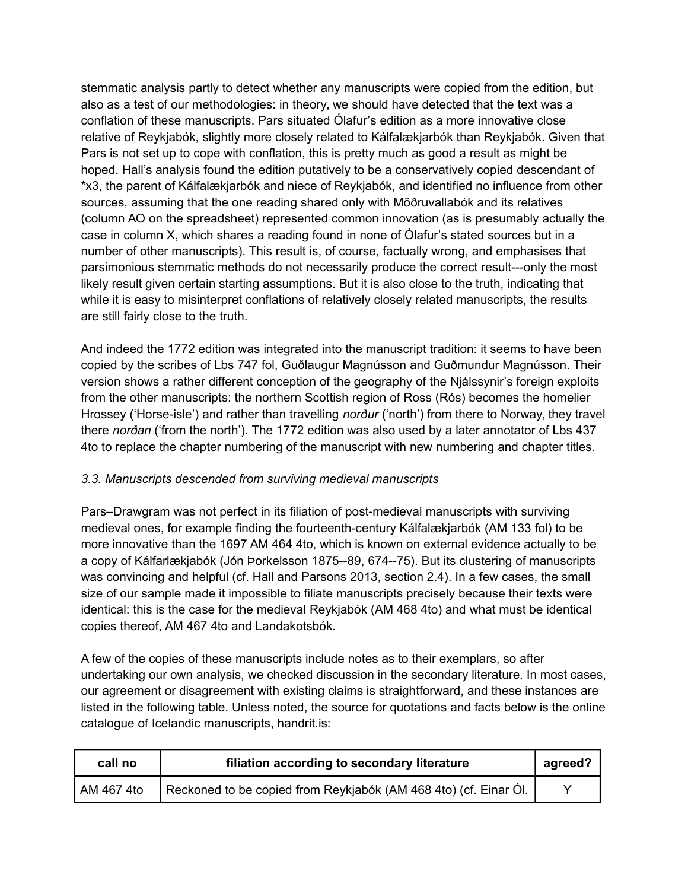stemmatic analysis partly to detect whether any manuscripts were copied from the edition, but also as a test of our methodologies: in theory, we should have detected that the text was a conflation of these manuscripts. Pars situated Ólafur's edition as a more innovative close relative of Reykjabók, slightly more closely related to Kálfalækjarbók than Reykjabók. Given that Pars is not set up to cope with conflation, this is pretty much as good a result as might be hoped. Hall's analysis found the edition putatively to be a conservatively copied descendant of *x3, the parent of Kálfalækjarbók and niece of Reykjabók, and identified no influence from other sources, assuming that the one reading shared only with Möðruvallabók and its relatives (column AO on the spreadsheet) represented common innovation (as is presumably actually the case in column X, which shares a reading found in none of Ólafur's stated sources but in a number of other manuscripts). This result is, of course, factually wrong, and emphasises that parsimonious stemmatic methods do not necessarily produce the correct result---only the most likely result given certain starting assumptions. But it is also close to the truth, indicating that while it is easy to misinterpret conflations of relatively closely related manuscripts, the results are still fairly close to the truth.

And indeed the 1772 edition was integrated into the manuscript tradition: it seems to have been copied by the scribes of Lbs 747 fol, Guðlaugur Magnússon and Guðmundur Magnússon. Their version shows a rather different conception of the geography of the Njálssynir's foreign exploits from the other manuscripts: the northern Scottish region of Ross (Rós) becomes the homelier Hrossey ('Horse-isle') and rather than travelling *norður* ('north') from there to Norway, they travel there *norðan* ('from the north'). The 1772 edition was also used by a later annotator of Lbs 437 4to to replace the chapter numbering of the manuscript with new numbering and chapter titles.

*3.3. Manuscripts descended from surviving medieval manuscripts*

Pars–Drawgram was not perfect in its filiation of post-medieval manuscripts with surviving medieval ones, for example finding the fourteenth-century Kálfalækjarbók (AM 133 fol) to be more innovative than the 1697 AM 464 4to, which is known on external evidence actually to be a copy of Kálfarlækjarbók (Jón Þorkelsson 1875--89, 674--75). But its clustering of manuscripts was convincing and helpful (cf. Hall and Parsons 2013, section 2.4). In a few cases, the small size of our sample made it impossible to filiate manuscripts precisely because their texts were identical: this is the case for the medieval Reykjabók (AM 468 4to) and what must be identical copies thereof, AM 467 4to and Landakotsbók.

A few of the copies of these manuscripts include notes as to their exemplars, so after undertaking our own analysis, we checked discussion in the secondary literature. In most cases, our agreement or disagreement with existing claims is straightforward, and these instances are listed in the following table. Unless noted, the source for quotations and facts below is the online catalogue of Icelandic manuscripts, handrit.is:

| call no | filiation according to secondary literature | agreed? |
|---|---|---|
| AM 467 4to | Reckoned to be copied from Reykjabók (AM 468 4to) (cf. Einar Ól. | Y |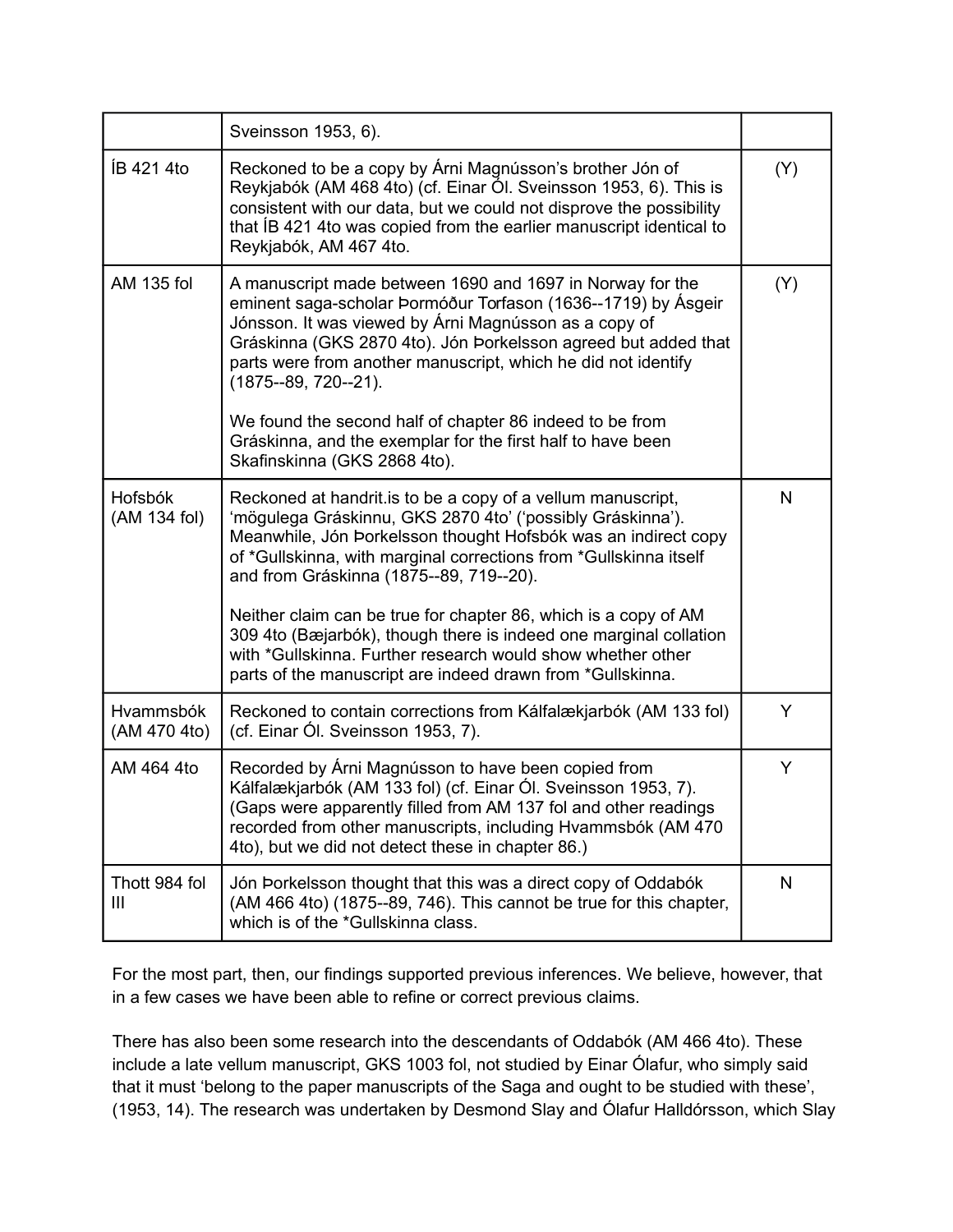| | | |
|---|---|---|
| | Sveinsson 1953, 6). | |
| ÍB 421 4to | Reckoned to be a copy by Árni Magnússon's brother Jón of Reykjabók (AM 468 4to) (cf. Einar Ól. Sveinsson 1953, 6). This is consistent with our data, but we could not disprove the possibility that ÍB 421 4to was copied from the earlier manuscript identical to Reykjabók, AM 467 4to. | (Y) |
| AM 135 fol | A manuscript made between 1690 and 1697 in Norway for the eminent saga-scholar Þormóður Torfason (1636--1719) by Ásgeir Jónsson. It was viewed by Árni Magnússon as a copy of Gráskinna (GKS 2870 4to). Jón Þorkelsson agreed but added that parts were from another manuscript, which he did not identify (1875--89, 720--21).<br><br>We found the second half of chapter 86 indeed to be from Gráskinna, and the exemplar for the first half to have been Skafinskinna (GKS 2868 4to). | (Y) |
| Hofsbók (AM 134 fol) | Reckoned at handrit.is to be a copy of a vellum manuscript, 'mögulega Gráskinnu, GKS 2870 4to' ('possibly Gráskinna'). Meanwhile, Jón Þorkelsson thought Hofsbók was an indirect copy of *Gullskinna, with marginal corrections from *Gullskinna itself and from Gráskinna (1875--89, 719--20).<br><br>Neither claim can be true for chapter 86, which is a copy of AM 309 4to (Bæjarbók), though there is indeed one marginal collation with *Gullskinna. Further research would show whether other parts of the manuscript are indeed drawn from *Gullskinna. | N |
| Hvammsbók (AM 470 4to) | Reckoned to contain corrections from Kálfalækjarbók (AM 133 fol) (cf. Einar Ól. Sveinsson 1953, 7). | Y |
| AM 464 4to | Recorded by Árni Magnússon to have been copied from Kálfalækjarbók (AM 133 fol) (cf. Einar Ól. Sveinsson 1953, 7). (Gaps were apparently filled from AM 137 fol and other readings recorded from other manuscripts, including Hvammsbók (AM 470 4to), but we did not detect these in chapter 86.) | Y |
| Thott 984 fol III | Jón Þorkelsson thought that this was a direct copy of Oddabók (AM 466 4to) (1875--89, 746). This cannot be true for this chapter, which is of the *Gullskinna class. | N |

For the most part, then, our findings supported previous inferences. We believe, however, that in a few cases we have been able to refine or correct previous claims.

There has also been some research into the descendants of Oddabók (AM 466 4to). These include a late vellum manuscript, GKS 1003 fol, not studied by Einar Ólafur, who simply said that it must 'belong to the paper manuscripts of the Saga and ought to be studied with these', (1953, 14). The research was undertaken by Desmond Slay and Ólafur Halldórsson, which Slay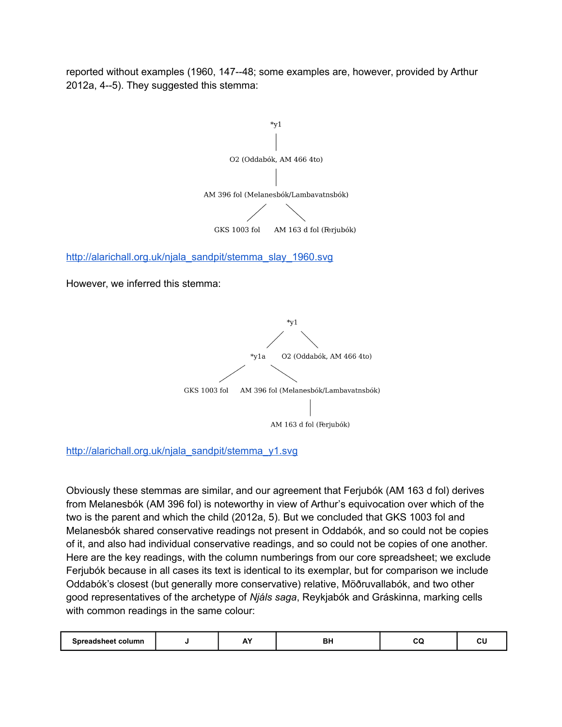reported without examples (1960, 147--48; some examples are, however, provided by Arthur 2012a, 4--5). They suggested this stemma:

```
                    *y1
                     |
         O2 (Oddabók, AM 466 4to)
                     |
 AM 396 fol (Melanesbók/Lambavatnsbók)
            /                \
   GKS 1003 fol      AM 163 d fol (Ferjubók)
```

http://alarichall.org.uk/njala_sandpit/stemma_slay_1960.svg

However, we inferred this stemma:

```
                          *y1
                        /     \
                    *y1a       O2 (Oddabók, AM 466 4to)
                  /      \
      GKS 1003 fol      AM 396 fol (Melanesbók/Lambavatnsbók)
                                   |
                         AM 163 d fol (Ferjubók)
```

http://alarichall.org.uk/njala_sandpit/stemma_y1.svg

Obviously these stemmas are similar, and our agreement that Ferjubók (AM 163 d fol) derives from Melanesbók (AM 396 fol) is noteworthy in view of Arthur's equivocation over which of the two is the parent and which the child (2012a, 5). But we concluded that GKS 1003 fol and Melanesbók shared conservative readings not present in Oddabók, and so could not be copies of it, and also had individual conservative readings, and so could not be copies of one another. Here are the key readings, with the column numberings from our core spreadsheet; we exclude Ferjubók because in all cases its text is identical to its exemplar, but for comparison we include Oddabók's closest (but generally more conservative) relative, Möðruvallabók, and two other good representatives of the archetype of *Njáls saga*, Reykjabók and Gráskinna, marking cells with common readings in the same colour:

| **Spreadsheet column** | **J** | **AY** | **BH** | **CQ** | **CU** |
|---|---|---|---|---|---|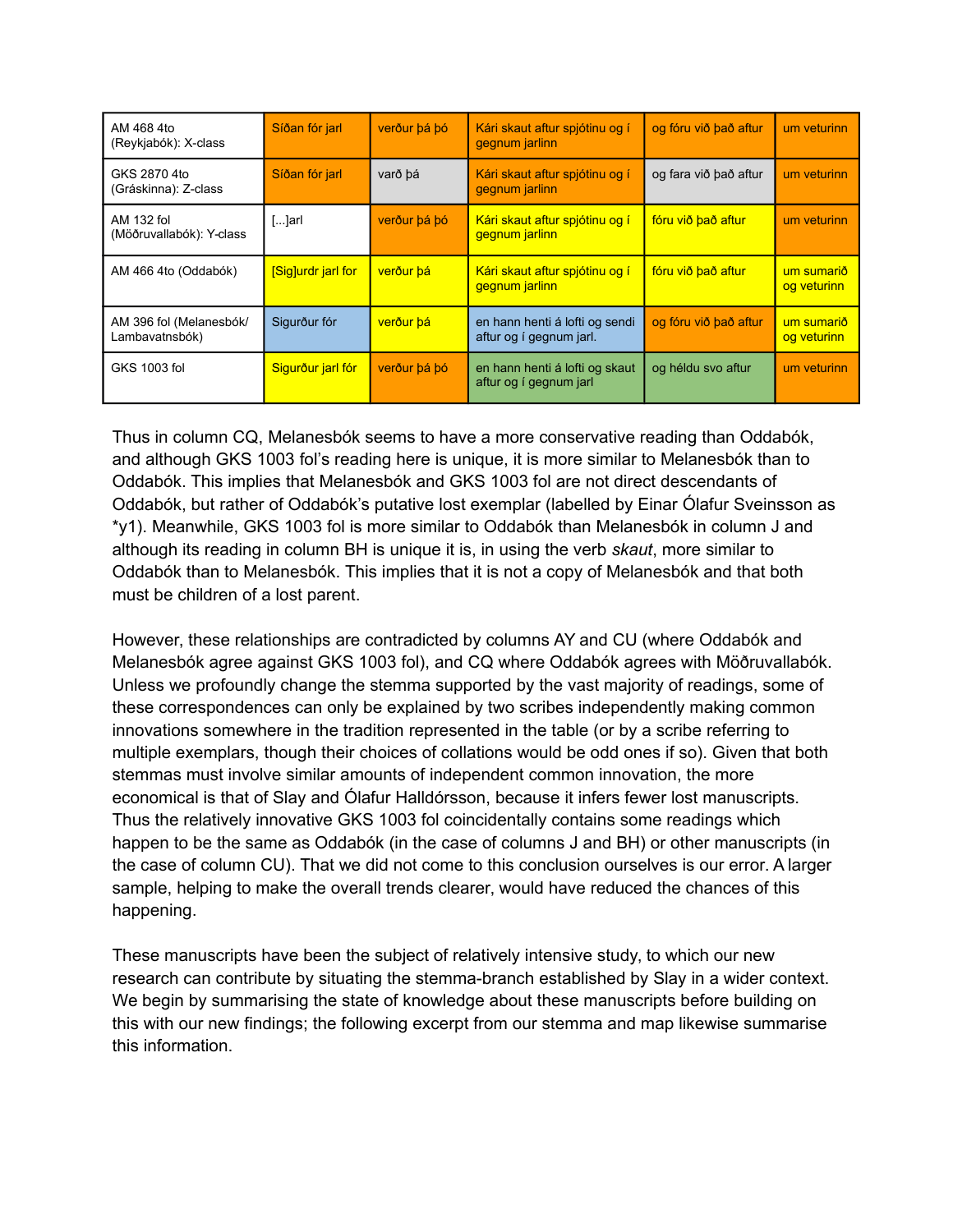| | | | | | |
|---|---|---|---|---|---|
| AM 468 4to (Reykjabók): X-class | Síðan fór jarl | verður þá þó | Kári skaut aftur spjótinu og í gegnum jarlinn | og fóru við það aftur | um veturinn |
| GKS 2870 4to (Gráskinna): Z-class | Síðan fór jarl | varð þá | Kári skaut aftur spjótinu og í gegnum jarlinn | og fara við það aftur | um veturinn |
| AM 132 fol (Möðruvallabók): Y-class | [...]jarl | verður þá þó | Kári skaut aftur spjótinu og í gegnum jarlinn | fóru við það aftur | um veturinn |
| AM 466 4to (Oddabók) | [Sig]urdr jarl for | verður þá | Kári skaut aftur spjótinu og í gegnum jarlinn | fóru við það aftur | um sumarið og veturinn |
| AM 396 fol (Melanesbók/ Lambavatnsbók) | Sigurður fór | verður þá | en hann henti á lofti og sendi aftur og í gegnum jarl. | og fóru við það aftur | um sumarið og veturinn |
| GKS 1003 fol | Sigurður jarl fór | verður þá þó | en hann henti á lofti og skaut aftur og í gegnum jarl | og héldu svo aftur | um veturinn |

Thus in column CQ, Melanesbók seems to have a more conservative reading than Oddabók, and although GKS 1003 fol's reading here is unique, it is more similar to Melanesbók than to Oddabók. This implies that Melanesbók and GKS 1003 fol are not direct descendants of Oddabók, but rather of Oddabók's putative lost exemplar (labelled by Einar Ólafur Sveinsson as *y1). Meanwhile, GKS 1003 fol is more similar to Oddabók than Melanesbók in column J and although its reading in column BH is unique it is, in using the verb *skaut*, more similar to Oddabók than to Melanesbók. This implies that it is not a copy of Melanesbók and that both must be children of a lost parent.

However, these relationships are contradicted by columns AY and CU (where Oddabók and Melanesbók agree against GKS 1003 fol), and CQ where Oddabók agrees with Möðruvallabók. Unless we profoundly change the stemma supported by the vast majority of readings, some of these correspondences can only be explained by two scribes independently making common innovations somewhere in the tradition represented in the table (or by a scribe referring to multiple exemplars, though their choices of collations would be odd ones if so). Given that both stemmas must involve similar amounts of independent common innovation, the more economical is that of Slay and Ólafur Halldórsson, because it infers fewer lost manuscripts. Thus the relatively innovative GKS 1003 fol coincidentally contains some readings which happen to be the same as Oddabók (in the case of columns J and BH) or other manuscripts (in the case of column CU). That we did not come to this conclusion ourselves is our error. A larger sample, helping to make the overall trends clearer, would have reduced the chances of this happening.

These manuscripts have been the subject of relatively intensive study, to which our new research can contribute by situating the stemma-branch established by Slay in a wider context. We begin by summarising the state of knowledge about these manuscripts before building on this with our new findings; the following excerpt from our stemma and map likewise summarise this information.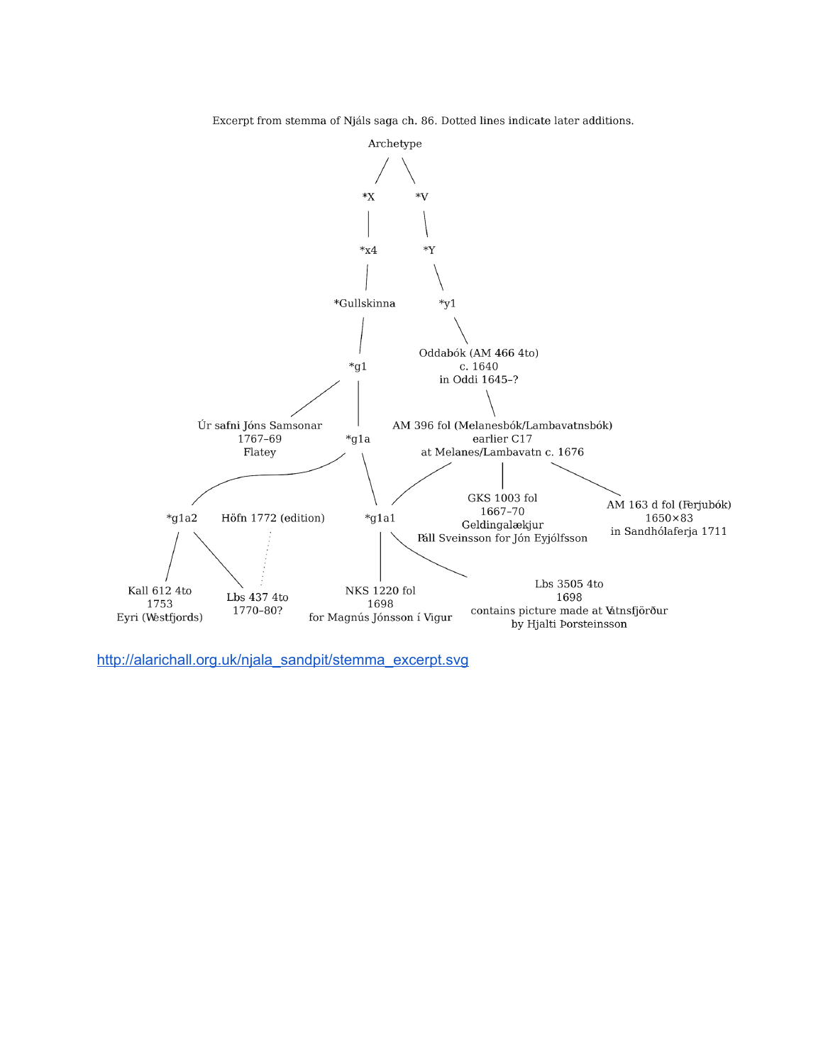Excerpt from stemma of Njáls saga ch. 86. Dotted lines indicate later additions.

Archetype

*X

*V

*x4

*Y

*Gullskinna

*y1

*g1

Oddabók (AM 466 4to)
c. 1640
in Oddi 1645–?

Úr safni Jóns Samsonar
1767–69
Flatey

*g1a

AM 396 fol (Melanesbók/Lambavatnsbók)
earlier C17
at Melanes/Lambavatn c. 1676

*g1a2

Höfn 1772 (edition)

*g1a1

GKS 1003 fol
1667–70
Geldingalækjur
Páll Sveinsson for Jón Eyjólfsson

AM 163 d fol (Ferjubók)
1650×83
in Sandhólaferja 1711

Kall 612 4to
1753
Eyri (Westfjords)

Lbs 437 4to
1770–80?

NKS 1220 fol
1698
for Magnús Jónsson í Vigur

Lbs 3505 4to
1698
contains picture made at Vatnsfjörður
by Hjalti Þorsteinsson

http://alarichall.org.uk/njala_sandpit/stemma_excerpt.svg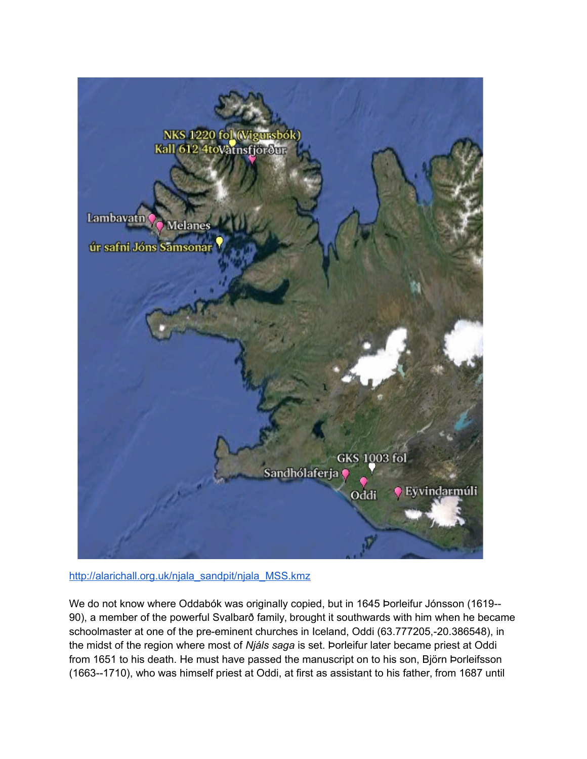http://alarichall.org.uk/njala_sandpit/njala_MSS.kmz

We do not know where Oddabók was originally copied, but in 1645 Þorleifur Jónsson (1619--90), a member of the powerful Svalbarð family, brought it southwards with him when he became schoolmaster at one of the pre-eminent churches in Iceland, Oddi (63.777205,-20.386548), in the midst of the region where most of *Njáls saga* is set. Þorleifur later became priest at Oddi from 1651 to his death. He must have passed the manuscript on to his son, Björn Þorleifsson (1663--1710), who was himself priest at Oddi, at first as assistant to his father, from 1687 until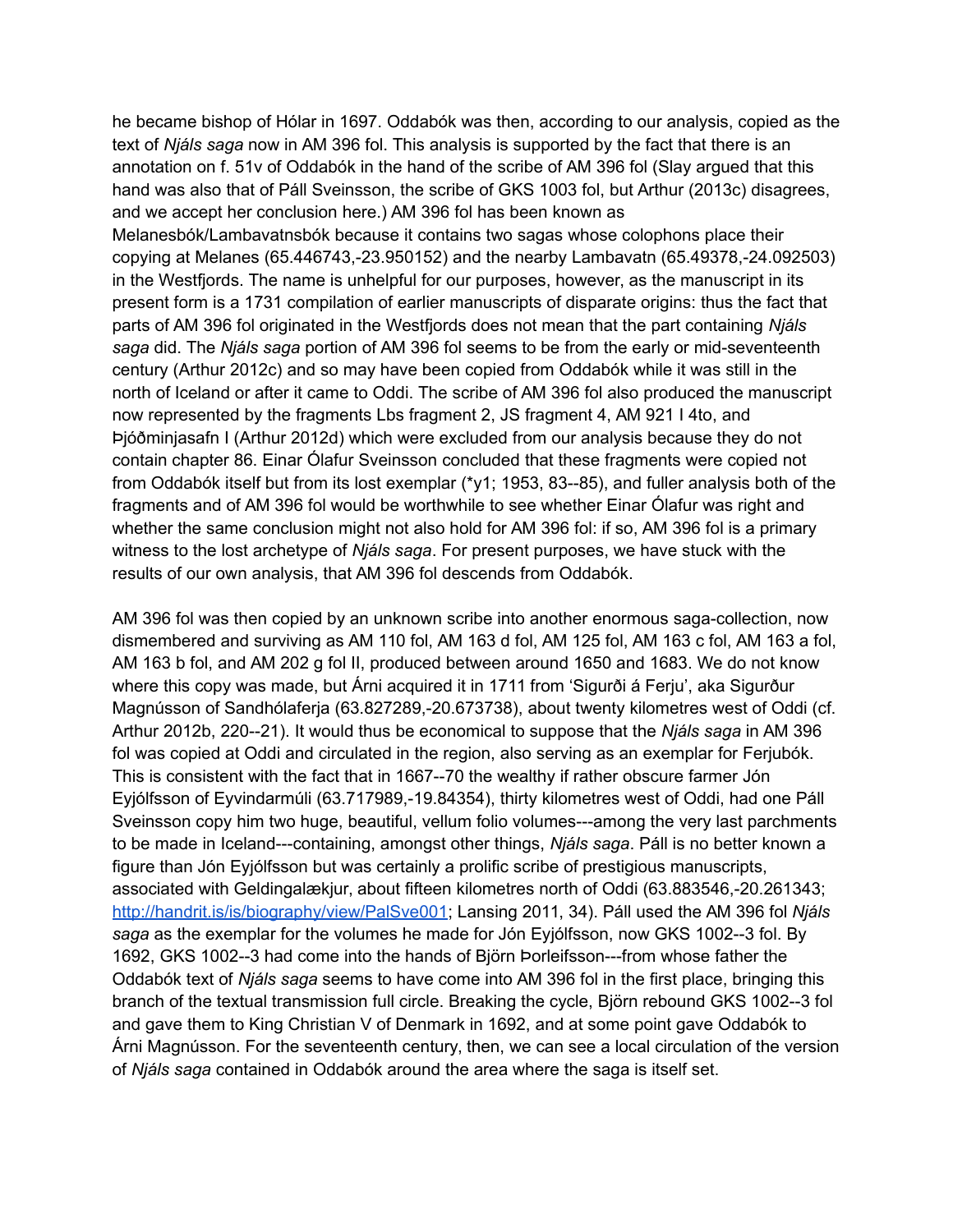he became bishop of Hólar in 1697. Oddabók was then, according to our analysis, copied as the text of *Njáls saga* now in AM 396 fol. This analysis is supported by the fact that there is an annotation on f. 51v of Oddabók in the hand of the scribe of AM 396 fol (Slay argued that this hand was also that of Páll Sveinsson, the scribe of GKS 1003 fol, but Arthur (2013c) disagrees, and we accept her conclusion here.) AM 396 fol has been known as Melanesbók/Lambavatnsbók because it contains two sagas whose colophons place their copying at Melanes (65.446743,-23.950152) and the nearby Lambavatn (65.49378,-24.092503) in the Westfjords. The name is unhelpful for our purposes, however, as the manuscript in its present form is a 1731 compilation of earlier manuscripts of disparate origins: thus the fact that parts of AM 396 fol originated in the Westfjords does not mean that the part containing *Njáls saga* did. The *Njáls saga* portion of AM 396 fol seems to be from the early or mid-seventeenth century (Arthur 2012c) and so may have been copied from Oddabók while it was still in the north of Iceland or after it came to Oddi. The scribe of AM 396 fol also produced the manuscript now represented by the fragments Lbs fragment 2, JS fragment 4, AM 921 I 4to, and Þjóðminjasafn I (Arthur 2012d) which were excluded from our analysis because they do not contain chapter 86. Einar Ólafur Sveinsson concluded that these fragments were copied not from Oddabók itself but from its lost exemplar (*y1; 1953, 83--85), and fuller analysis both of the fragments and of AM 396 fol would be worthwhile to see whether Einar Ólafur was right and whether the same conclusion might not also hold for AM 396 fol: if so, AM 396 fol is a primary witness to the lost archetype of *Njáls saga*. For present purposes, we have stuck with the results of our own analysis, that AM 396 fol descends from Oddabók.

AM 396 fol was then copied by an unknown scribe into another enormous saga-collection, now dismembered and surviving as AM 110 fol, AM 163 d fol, AM 125 fol, AM 163 c fol, AM 163 a fol, AM 163 b fol, and AM 202 g fol II, produced between around 1650 and 1683. We do not know where this copy was made, but Árni acquired it in 1711 from 'Sigurði á Ferju', aka Sigurður Magnússon of Sandhólaferja (63.827289,-20.673738), about twenty kilometres west of Oddi (cf. Arthur 2012b, 220--21). It would thus be economical to suppose that the *Njáls saga* in AM 396 fol was copied at Oddi and circulated in the region, also serving as an exemplar for Ferjubók. This is consistent with the fact that in 1667--70 the wealthy if rather obscure farmer Jón Eyjólfsson of Eyvindarmúli (63.717989,-19.84354), thirty kilometres west of Oddi, had one Páll Sveinsson copy him two huge, beautiful, vellum folio volumes---among the very last parchments to be made in Iceland---containing, amongst other things, *Njáls saga*. Páll is no better known a figure than Jón Eyjólfsson but was certainly a prolific scribe of prestigious manuscripts, associated with Geldingalækjur, about fifteen kilometres north of Oddi (63.883546,-20.261343; http://handrit.is/is/biography/view/PalSve001; Lansing 2011, 34). Páll used the AM 396 fol *Njáls saga* as the exemplar for the volumes he made for Jón Eyjólfsson, now GKS 1002--3 fol. By 1692, GKS 1002--3 had come into the hands of Björn Þorleifsson---from whose father the Oddabók text of *Njáls saga* seems to have come into AM 396 fol in the first place, bringing this branch of the textual transmission full circle. Breaking the cycle, Björn rebound GKS 1002--3 fol and gave them to King Christian V of Denmark in 1692, and at some point gave Oddabók to Árni Magnússon. For the seventeenth century, then, we can see a local circulation of the version of *Njáls saga* contained in Oddabók around the area where the saga is itself set.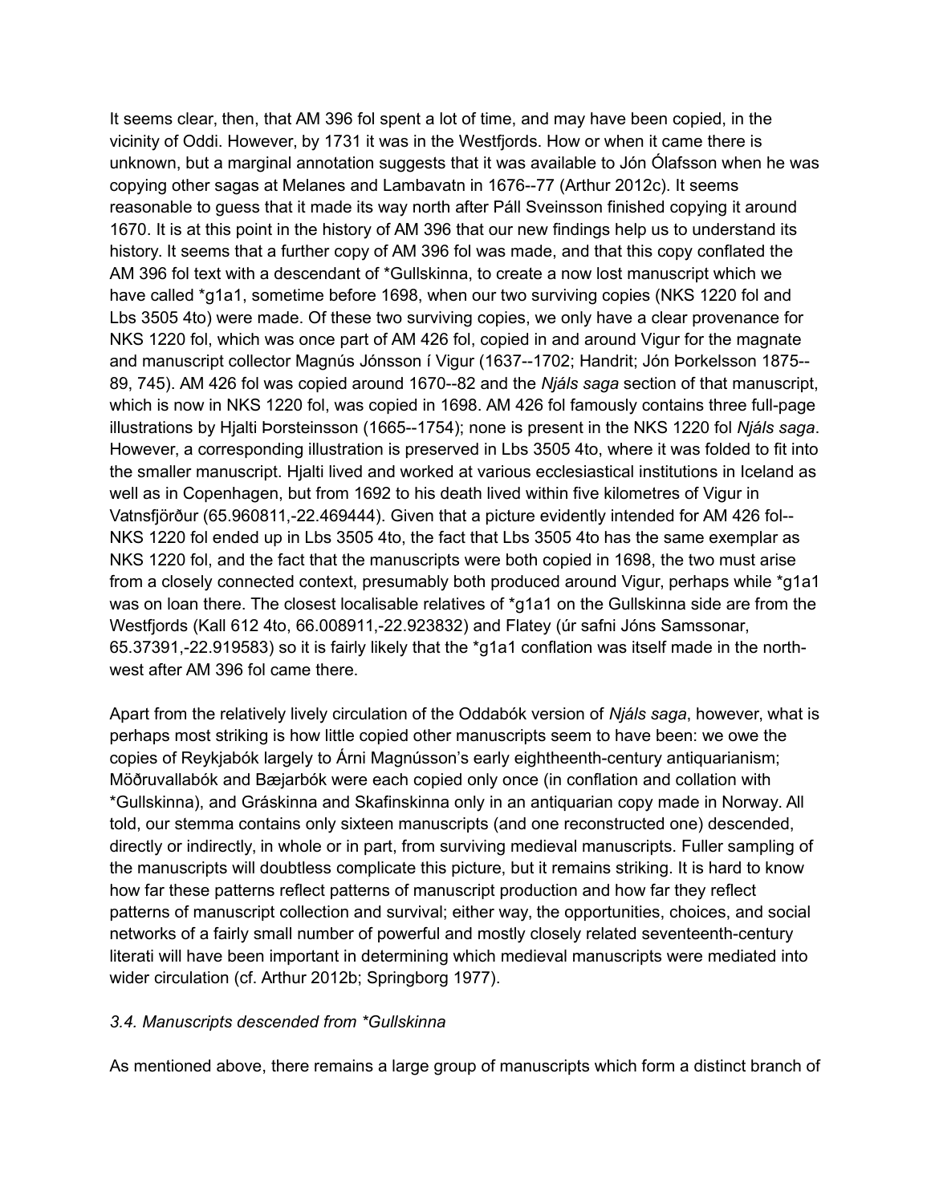It seems clear, then, that AM 396 fol spent a lot of time, and may have been copied, in the vicinity of Oddi. However, by 1731 it was in the Westfjords. How or when it came there is unknown, but a marginal annotation suggests that it was available to Jón Ólafsson when he was copying other sagas at Melanes and Lambavatn in 1676--77 (Arthur 2012c). It seems reasonable to guess that it made its way north after Páll Sveinsson finished copying it around 1670. It is at this point in the history of AM 396 that our new findings help us to understand its history. It seems that a further copy of AM 396 fol was made, and that this copy conflated the AM 396 fol text with a descendant of *Gullskinna, to create a now lost manuscript which we have called *g1a1, sometime before 1698, when our two surviving copies (NKS 1220 fol and Lbs 3505 4to) were made. Of these two surviving copies, we only have a clear provenance for NKS 1220 fol, which was once part of AM 426 fol, copied in and around Vigur for the magnate and manuscript collector Magnús Jónsson í Vigur (1637--1702; Handrit; Jón Þorkelsson 1875--89, 745). AM 426 fol was copied around 1670--82 and the *Njáls saga* section of that manuscript, which is now in NKS 1220 fol, was copied in 1698. AM 426 fol famously contains three full-page illustrations by Hjalti Þorsteinsson (1665--1754); none is present in the NKS 1220 fol *Njáls saga*. However, a corresponding illustration is preserved in Lbs 3505 4to, where it was folded to fit into the smaller manuscript. Hjalti lived and worked at various ecclesiastical institutions in Iceland as well as in Copenhagen, but from 1692 to his death lived within five kilometres of Vigur in Vatnsfjörður (65.960811,-22.469444). Given that a picture evidently intended for AM 426 fol--NKS 1220 fol ended up in Lbs 3505 4to, the fact that Lbs 3505 4to has the same exemplar as NKS 1220 fol, and the fact that the manuscripts were both copied in 1698, the two must arise from a closely connected context, presumably both produced around Vigur, perhaps while *g1a1 was on loan there. The closest localisable relatives of *g1a1 on the Gullskinna side are from the Westfjords (Kall 612 4to, 66.008911,-22.923832) and Flatey (úr safni Jóns Samssonar, 65.37391,-22.919583) so it is fairly likely that the *g1a1 conflation was itself made in the north-west after AM 396 fol came there.

Apart from the relatively lively circulation of the Oddabók version of *Njáls saga*, however, what is perhaps most striking is how little copied other manuscripts seem to have been: we owe the copies of Reykjabók largely to Árni Magnússon's early eighteenth-century antiquarianism; Möðruvallabók and Bæjarbók were each copied only once (in conflation and collation with *Gullskinna), and Gráskinna and Skafinskinna only in an antiquarian copy made in Norway. All told, our stemma contains only sixteen manuscripts (and one reconstructed one) descended, directly or indirectly, in whole or in part, from surviving medieval manuscripts. Fuller sampling of the manuscripts will doubtless complicate this picture, but it remains striking. It is hard to know how far these patterns reflect patterns of manuscript production and how far they reflect patterns of manuscript collection and survival; either way, the opportunities, choices, and social networks of a fairly small number of powerful and mostly closely related seventeenth-century literati will have been important in determining which medieval manuscripts were mediated into wider circulation (cf. Arthur 2012b; Springborg 1977).

### *3.4. Manuscripts descended from *Gullskinna*

As mentioned above, there remains a large group of manuscripts which form a distinct branch of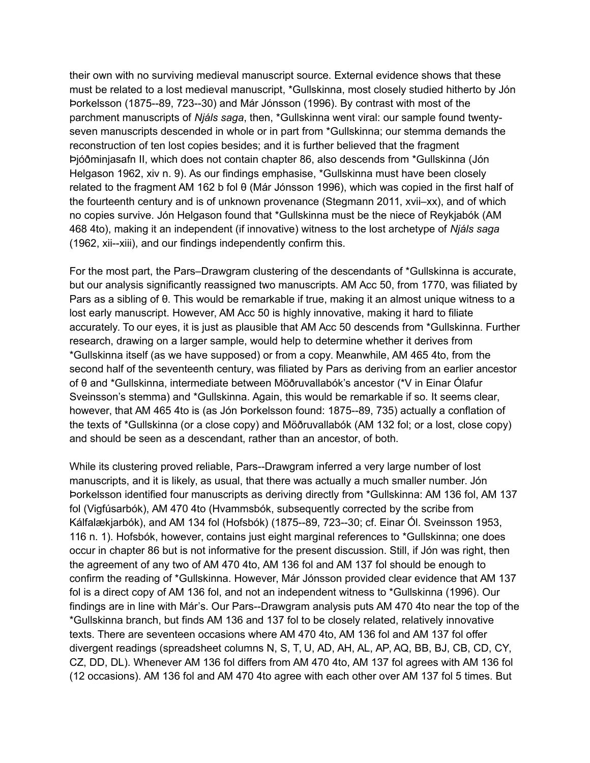their own with no surviving medieval manuscript source. External evidence shows that these must be related to a lost medieval manuscript, *Gullskinna, most closely studied hitherto by Jón Þorkelsson (1875--89, 723--30) and Már Jónsson (1996). By contrast with most of the parchment manuscripts of *Njáls saga*, then, *Gullskinna went viral: our sample found twenty-seven manuscripts descended in whole or in part from *Gullskinna; our stemma demands the reconstruction of ten lost copies besides; and it is further believed that the fragment Þjóðminjasafn II, which does not contain chapter 86, also descends from *Gullskinna (Jón Helgason 1962, xiv n. 9). As our findings emphasise, *Gullskinna must have been closely related to the fragment AM 162 b fol θ (Már Jónsson 1996), which was copied in the first half of the fourteenth century and is of unknown provenance (Stegmann 2011, xvii–xx), and of which no copies survive. Jón Helgason found that *Gullskinna must be the niece of Reykjabók (AM 468 4to), making it an independent (if innovative) witness to the lost archetype of *Njáls saga* (1962, xii--xiii), and our findings independently confirm this.

For the most part, the Pars–Drawgram clustering of the descendants of *Gullskinna is accurate, but our analysis significantly reassigned two manuscripts. AM Acc 50, from 1770, was filiated by Pars as a sibling of θ. This would be remarkable if true, making it an almost unique witness to a lost early manuscript. However, AM Acc 50 is highly innovative, making it hard to filiate accurately. To our eyes, it is just as plausible that AM Acc 50 descends from *Gullskinna. Further research, drawing on a larger sample, would help to determine whether it derives from *Gullskinna itself (as we have supposed) or from a copy. Meanwhile, AM 465 4to, from the second half of the seventeenth century, was filiated by Pars as deriving from an earlier ancestor of θ and *Gullskinna, intermediate between Möðruvallabók's ancestor (*V in Einar Ólafur Sveinsson's stemma) and *Gullskinna. Again, this would be remarkable if so. It seems clear, however, that AM 465 4to is (as Jón Þorkelsson found: 1875--89, 735) actually a conflation of the texts of *Gullskinna (or a close copy) and Möðruvallabók (AM 132 fol; or a lost, close copy) and should be seen as a descendant, rather than an ancestor, of both.

While its clustering proved reliable, Pars--Drawgram inferred a very large number of lost manuscripts, and it is likely, as usual, that there was actually a much smaller number. Jón Þorkelsson identified four manuscripts as deriving directly from *Gullskinna: AM 136 fol, AM 137 fol (Vigfúsarbók), AM 470 4to (Hvammsbók, subsequently corrected by the scribe from Kálfalækjarbók), and AM 134 fol (Hofsbók) (1875--89, 723--30; cf. Einar Ól. Sveinsson 1953, 116 n. 1). Hofsbók, however, contains just eight marginal references to *Gullskinna; one does occur in chapter 86 but is not informative for the present discussion. Still, if Jón was right, then the agreement of any two of AM 470 4to, AM 136 fol and AM 137 fol should be enough to confirm the reading of *Gullskinna. However, Már Jónsson provided clear evidence that AM 137 fol is a direct copy of AM 136 fol, and not an independent witness to *Gullskinna (1996). Our findings are in line with Már's. Our Pars--Drawgram analysis puts AM 470 4to near the top of the *Gullskinna branch, but finds AM 136 and 137 fol to be closely related, relatively innovative texts. There are seventeen occasions where AM 470 4to, AM 136 fol and AM 137 fol offer divergent readings (spreadsheet columns N, S, T, U, AD, AH, AL, AP, AQ, BB, BJ, CB, CD, CY, CZ, DD, DL). Whenever AM 136 fol differs from AM 470 4to, AM 137 fol agrees with AM 136 fol (12 occasions). AM 136 fol and AM 470 4to agree with each other over AM 137 fol 5 times. But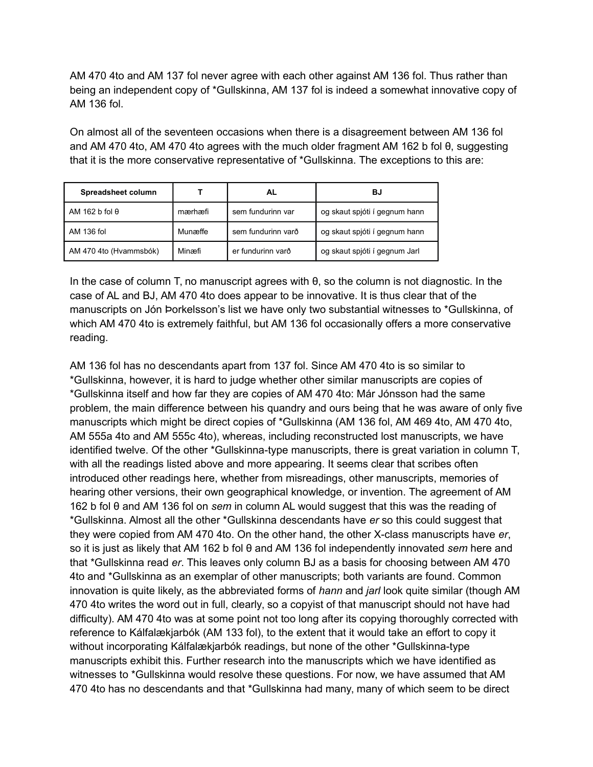AM 470 4to and AM 137 fol never agree with each other against AM 136 fol. Thus rather than being an independent copy of *Gullskinna, AM 137 fol is indeed a somewhat innovative copy of AM 136 fol.

On almost all of the seventeen occasions when there is a disagreement between AM 136 fol and AM 470 4to, AM 470 4to agrees with the much older fragment AM 162 b fol θ, suggesting that it is the more conservative representative of *Gullskinna. The exceptions to this are:

| Spreadsheet column | T | AL | BJ |
|---|---|---|---|
| AM 162 b fol θ | mærhæfi | sem fundurinn var | og skaut spjóti í gegnum hann |
| AM 136 fol | Munæffe | sem fundurinn varð | og skaut spjóti í gegnum hann |
| AM 470 4to (Hvammsbók) | Minæfi | er fundurinn varð | og skaut spjóti í gegnum Jarl |

In the case of column T, no manuscript agrees with θ, so the column is not diagnostic. In the case of AL and BJ, AM 470 4to does appear to be innovative. It is thus clear that of the manuscripts on Jón Þorkelsson's list we have only two substantial witnesses to *Gullskinna, of which AM 470 4to is extremely faithful, but AM 136 fol occasionally offers a more conservative reading.

AM 136 fol has no descendants apart from 137 fol. Since AM 470 4to is so similar to *Gullskinna, however, it is hard to judge whether other similar manuscripts are copies of *Gullskinna itself and how far they are copies of AM 470 4to: Már Jónsson had the same problem, the main difference between his quandry and ours being that he was aware of only five manuscripts which might be direct copies of *Gullskinna (AM 136 fol, AM 469 4to, AM 470 4to, AM 555a 4to and AM 555c 4to), whereas, including reconstructed lost manuscripts, we have identified twelve. Of the other *Gullskinna-type manuscripts, there is great variation in column T, with all the readings listed above and more appearing. It seems clear that scribes often introduced other readings here, whether from misreadings, other manuscripts, memories of hearing other versions, their own geographical knowledge, or invention. The agreement of AM 162 b fol θ and AM 136 fol on *sem* in column AL would suggest that this was the reading of *Gullskinna. Almost all the other *Gullskinna descendants have *er* so this could suggest that they were copied from AM 470 4to. On the other hand, the other X-class manuscripts have *er*, so it is just as likely that AM 162 b fol θ and AM 136 fol independently innovated *sem* here and that *Gullskinna read *er*. This leaves only column BJ as a basis for choosing between AM 470 4to and *Gullskinna as an exemplar of other manuscripts; both variants are found. Common innovation is quite likely, as the abbreviated forms of *hann* and *jarl* look quite similar (though AM 470 4to writes the word out in full, clearly, so a copyist of that manuscript should not have had difficulty). AM 470 4to was at some point not too long after its copying thoroughly corrected with reference to Kálfalækjarbók (AM 133 fol), to the extent that it would take an effort to copy it without incorporating Kálfalækjarbók readings, but none of the other *Gullskinna-type manuscripts exhibit this. Further research into the manuscripts which we have identified as witnesses to *Gullskinna would resolve these questions. For now, we have assumed that AM 470 4to has no descendants and that *Gullskinna had many, many of which seem to be direct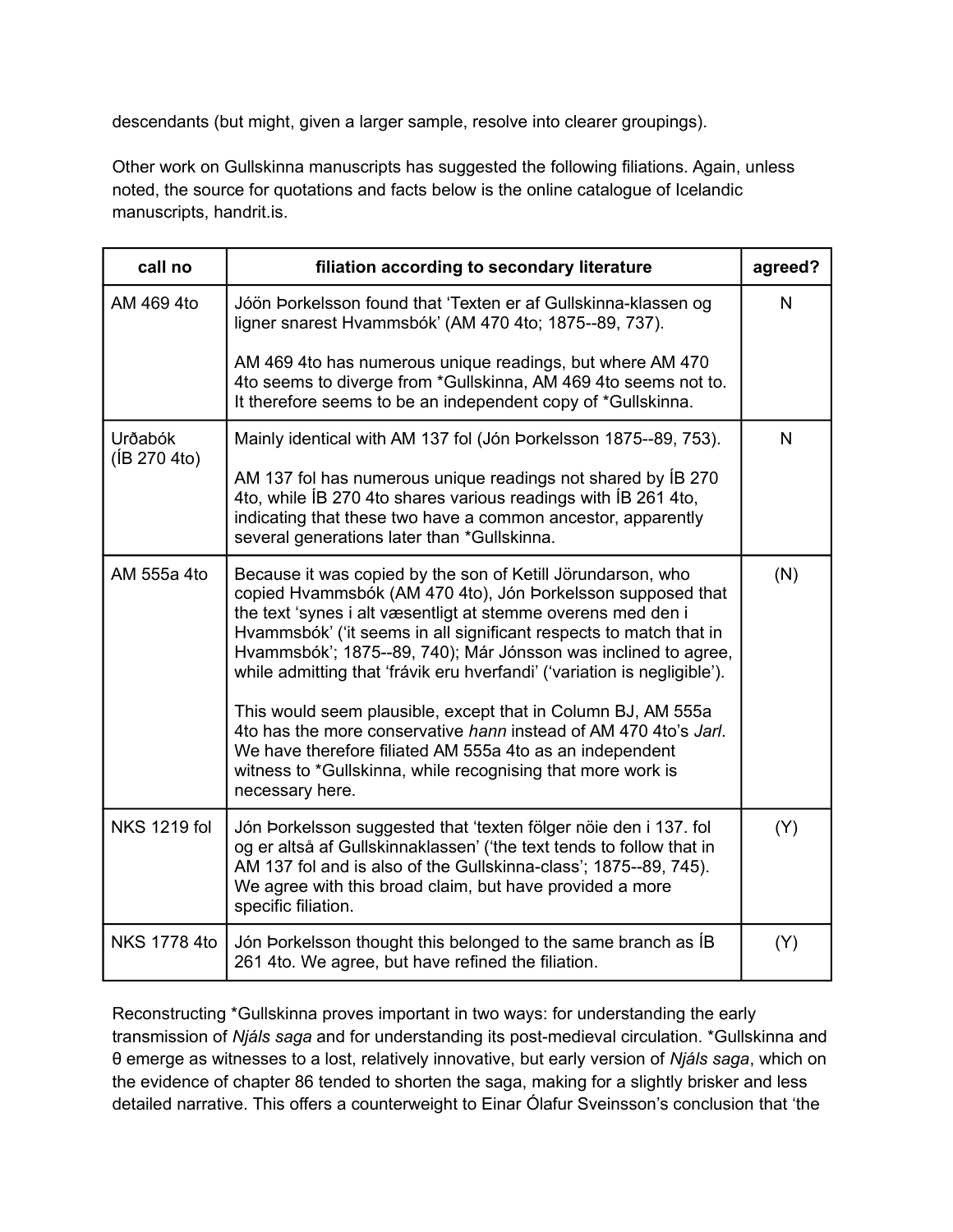descendants (but might, given a larger sample, resolve into clearer groupings).

Other work on Gullskinna manuscripts has suggested the following filiations. Again, unless noted, the source for quotations and facts below is the online catalogue of Icelandic manuscripts, handrit.is.

| call no | filiation according to secondary literature | agreed? |
| --- | --- | --- |
| AM 469 4to | Jóön Þorkelsson found that 'Texten er af Gullskinna-klassen og ligner snarest Hvammsbók' (AM 470 4to; 1875--89, 737).<br><br>AM 469 4to has numerous unique readings, but where AM 470 4to seems to diverge from *Gullskinna, AM 469 4to seems not to. It therefore seems to be an independent copy of *Gullskinna. | N |
| Urðabók (ÍB 270 4to) | Mainly identical with AM 137 fol (Jón Þorkelsson 1875--89, 753).<br><br>AM 137 fol has numerous unique readings not shared by ÍB 270 4to, while ÍB 270 4to shares various readings with ÍB 261 4to, indicating that these two have a common ancestor, apparently several generations later than *Gullskinna. | N |
| AM 555a 4to | Because it was copied by the son of Ketill Jörundarson, who copied Hvammsbók (AM 470 4to), Jón Þorkelsson supposed that the text 'synes i alt væsentligt at stemme overens med den i Hvammsbók' ('it seems in all significant respects to match that in Hvammsbók'; 1875--89, 740); Már Jónsson was inclined to agree, while admitting that 'frávik eru hverfandi' ('variation is negligible').<br><br>This would seem plausible, except that in Column BJ, AM 555a 4to has the more conservative *hann* instead of AM 470 4to's *Jarl*. We have therefore filiated AM 555a 4to as an independent witness to *Gullskinna, while recognising that more work is necessary here. | (N) |
| NKS 1219 fol | Jón Þorkelsson suggested that 'texten fölger nöie den i 137. fol og er altså af Gullskinnaklassen' ('the text tends to follow that in AM 137 fol and is also of the Gullskinna-class'; 1875--89, 745). We agree with this broad claim, but have provided a more specific filiation. | (Y) |
| NKS 1778 4to | Jón Þorkelsson thought this belonged to the same branch as ÍB 261 4to. We agree, but have refined the filiation. | (Y) |

Reconstructing *Gullskinna proves important in two ways: for understanding the early transmission of *Njáls saga* and for understanding its post-medieval circulation. *Gullskinna and θ emerge as witnesses to a lost, relatively innovative, but early version of *Njáls saga*, which on the evidence of chapter 86 tended to shorten the saga, making for a slightly brisker and less detailed narrative. This offers a counterweight to Einar Ólafur Sveinsson's conclusion that 'the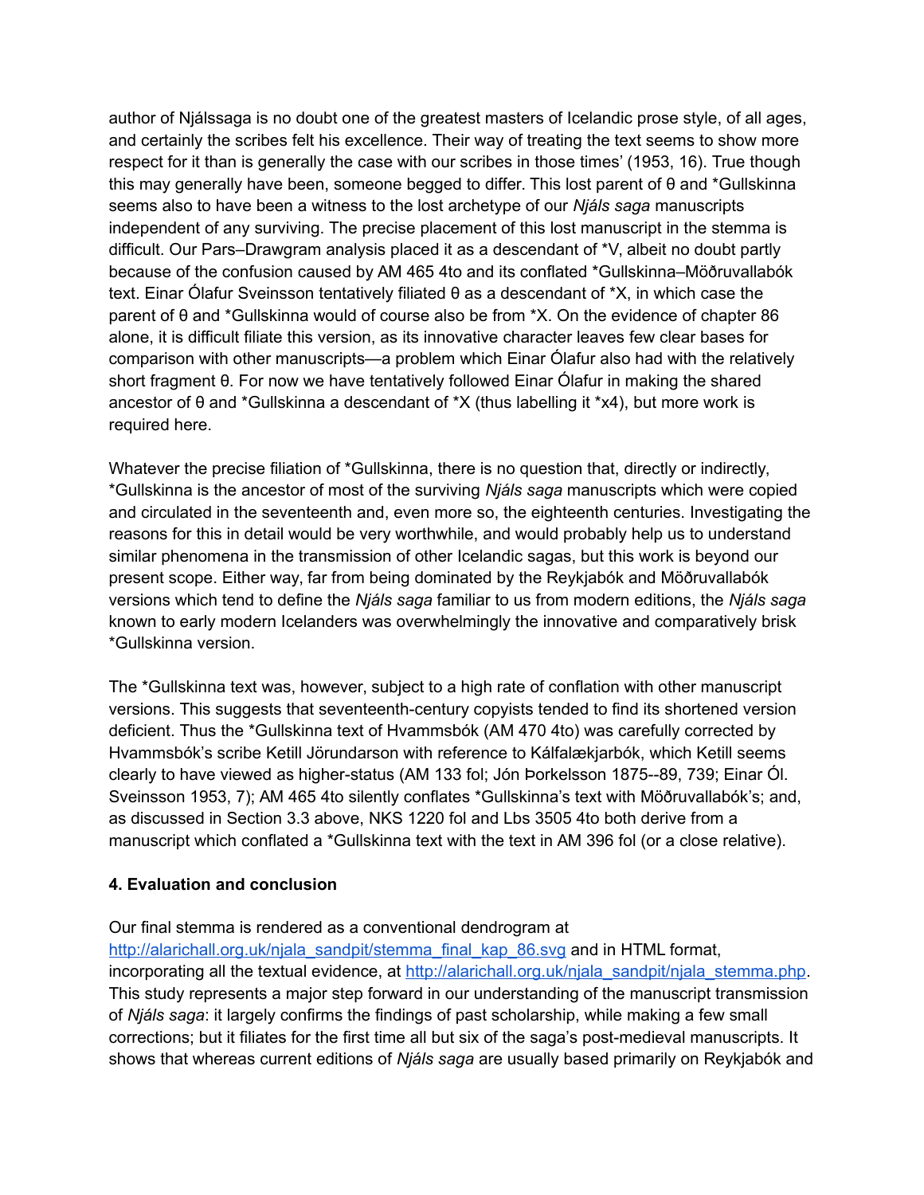author of Njálssaga is no doubt one of the greatest masters of Icelandic prose style, of all ages, and certainly the scribes felt his excellence. Their way of treating the text seems to show more respect for it than is generally the case with our scribes in those times' (1953, 16). True though this may generally have been, someone begged to differ. This lost parent of θ and *Gullskinna seems also to have been a witness to the lost archetype of our *Njáls saga* manuscripts independent of any surviving. The precise placement of this lost manuscript in the stemma is difficult. Our Pars–Drawgram analysis placed it as a descendant of *V, albeit no doubt partly because of the confusion caused by AM 465 4to and its conflated *Gullskinna–Möðruvallabók text. Einar Ólafur Sveinsson tentatively filiated θ as a descendant of *X, in which case the parent of θ and *Gullskinna would of course also be from *X. On the evidence of chapter 86 alone, it is difficult filiate this version, as its innovative character leaves few clear bases for comparison with other manuscripts—a problem which Einar Ólafur also had with the relatively short fragment θ. For now we have tentatively followed Einar Ólafur in making the shared ancestor of θ and *Gullskinna a descendant of *X (thus labelling it *x4), but more work is required here.

Whatever the precise filiation of *Gullskinna, there is no question that, directly or indirectly, *Gullskinna is the ancestor of most of the surviving *Njáls saga* manuscripts which were copied and circulated in the seventeenth and, even more so, the eighteenth centuries. Investigating the reasons for this in detail would be very worthwhile, and would probably help us to understand similar phenomena in the transmission of other Icelandic sagas, but this work is beyond our present scope. Either way, far from being dominated by the Reykjabók and Möðruvallabók versions which tend to define the *Njáls saga* familiar to us from modern editions, the *Njáls saga* known to early modern Icelanders was overwhelmingly the innovative and comparatively brisk *Gullskinna version.

The *Gullskinna text was, however, subject to a high rate of conflation with other manuscript versions. This suggests that seventeenth-century copyists tended to find its shortened version deficient. Thus the *Gullskinna text of Hvammsbók (AM 470 4to) was carefully corrected by Hvammsbók's scribe Ketill Jörundarson with reference to Kálfalækjarbók, which Ketill seems clearly to have viewed as higher-status (AM 133 fol; Jón Þorkelsson 1875--89, 739; Einar Ól. Sveinsson 1953, 7); AM 465 4to silently conflates *Gullskinna's text with Möðruvallabók's; and, as discussed in Section 3.3 above, NKS 1220 fol and Lbs 3505 4to both derive from a manuscript which conflated a *Gullskinna text with the text in AM 396 fol (or a close relative).

## 4. Evaluation and conclusion

Our final stemma is rendered as a conventional dendrogram at http://alarichall.org.uk/njala_sandpit/stemma_final_kap_86.svg and in HTML format, incorporating all the textual evidence, at http://alarichall.org.uk/njala_sandpit/njala_stemma.php. This study represents a major step forward in our understanding of the manuscript transmission of *Njáls saga*: it largely confirms the findings of past scholarship, while making a few small corrections; but it filiates for the first time all but six of the saga's post-medieval manuscripts. It shows that whereas current editions of *Njáls saga* are usually based primarily on Reykjabók and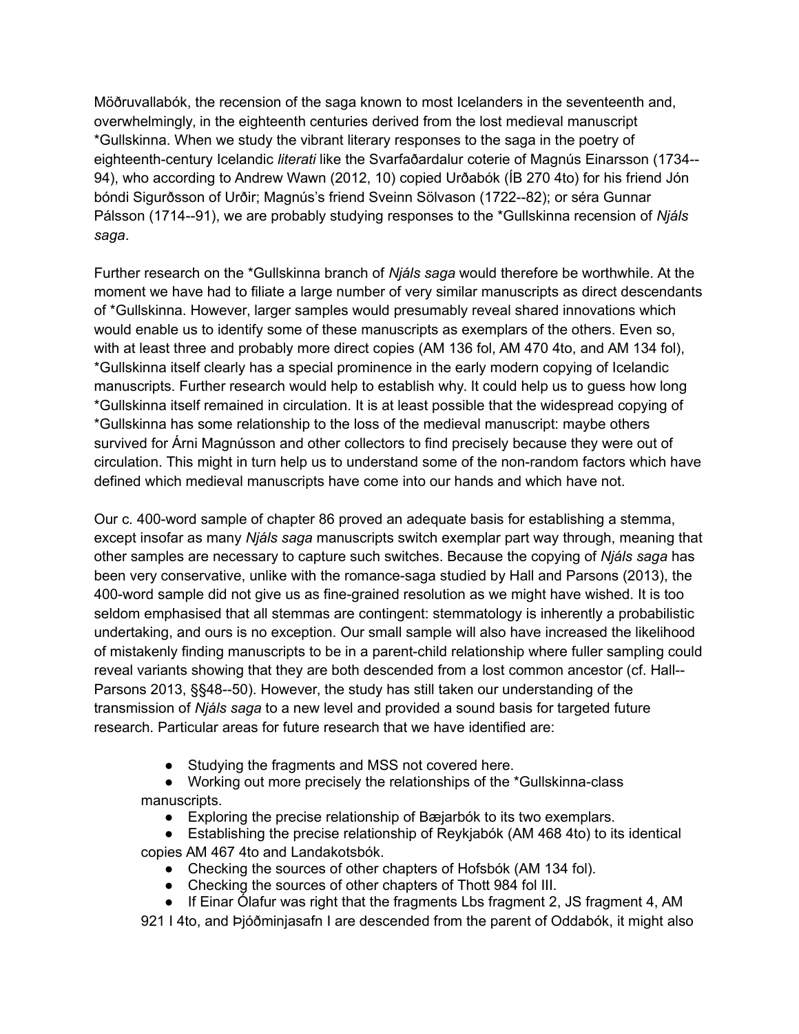Möðruvallabók, the recension of the saga known to most Icelanders in the seventeenth and, overwhelmingly, in the eighteenth centuries derived from the lost medieval manuscript *Gullskinna. When we study the vibrant literary responses to the saga in the poetry of eighteenth-century Icelandic *literati* like the Svarfaðardalur coterie of Magnús Einarsson (1734--94), who according to Andrew Wawn (2012, 10) copied Urðabók (ÍB 270 4to) for his friend Jón bóndi Sigurðsson of Urðir; Magnús's friend Sveinn Sölvason (1722--82); or séra Gunnar Pálsson (1714--91), we are probably studying responses to the *Gullskinna recension of *Njáls saga*.

Further research on the *Gullskinna branch of *Njáls saga* would therefore be worthwhile. At the moment we have had to filiate a large number of very similar manuscripts as direct descendants of *Gullskinna. However, larger samples would presumably reveal shared innovations which would enable us to identify some of these manuscripts as exemplars of the others. Even so, with at least three and probably more direct copies (AM 136 fol, AM 470 4to, and AM 134 fol), *Gullskinna itself clearly has a special prominence in the early modern copying of Icelandic manuscripts. Further research would help to establish why. It could help us to guess how long *Gullskinna itself remained in circulation. It is at least possible that the widespread copying of *Gullskinna has some relationship to the loss of the medieval manuscript: maybe others survived for Árni Magnússon and other collectors to find precisely because they were out of circulation. This might in turn help us to understand some of the non-random factors which have defined which medieval manuscripts have come into our hands and which have not.

Our c. 400-word sample of chapter 86 proved an adequate basis for establishing a stemma, except insofar as many *Njáls saga* manuscripts switch exemplar part way through, meaning that other samples are necessary to capture such switches. Because the copying of *Njáls saga* has been very conservative, unlike with the romance-saga studied by Hall and Parsons (2013), the 400-word sample did not give us as fine-grained resolution as we might have wished. It is too seldom emphasised that all stemmas are contingent: stemmatology is inherently a probabilistic undertaking, and ours is no exception. Our small sample will also have increased the likelihood of mistakenly finding manuscripts to be in a parent-child relationship where fuller sampling could reveal variants showing that they are both descended from a lost common ancestor (cf. Hall--Parsons 2013, §§48--50). However, the study has still taken our understanding of the transmission of *Njáls saga* to a new level and provided a sound basis for targeted future research. Particular areas for future research that we have identified are:

- Studying the fragments and MSS not covered here.
- Working out more precisely the relationships of the *Gullskinna-class manuscripts.
- Exploring the precise relationship of Bæjarbók to its two exemplars.
- Establishing the precise relationship of Reykjabók (AM 468 4to) to its identical copies AM 467 4to and Landakotsbók.
- Checking the sources of other chapters of Hofsbók (AM 134 fol).
- Checking the sources of other chapters of Thott 984 fol III.
- If Einar Ólafur was right that the fragments Lbs fragment 2, JS fragment 4, AM 921 I 4to, and Þjóðminjasafn I are descended from the parent of Oddabók, it might also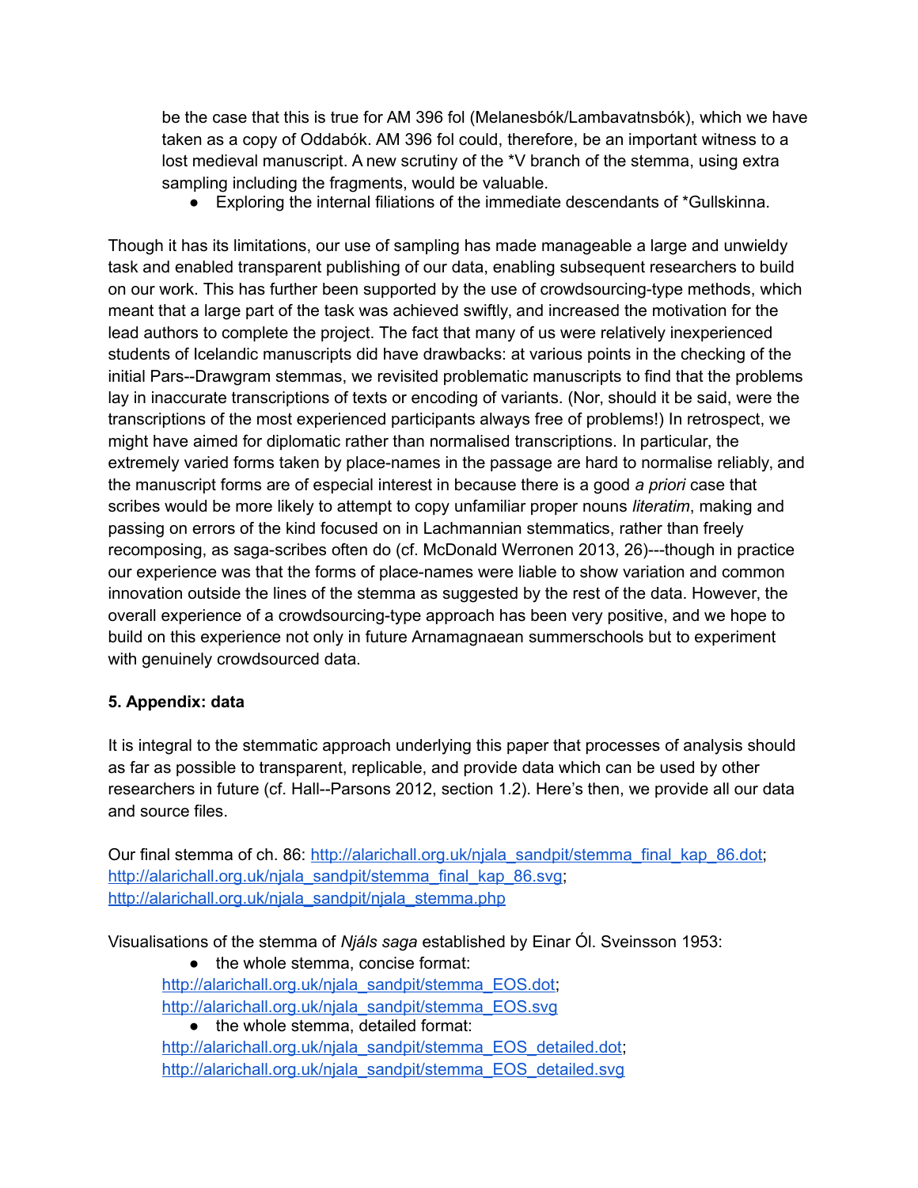be the case that this is true for AM 396 fol (Melanesbók/Lambavatnsbók), which we have taken as a copy of Oddabók. AM 396 fol could, therefore, be an important witness to a lost medieval manuscript. A new scrutiny of the *V branch of the stemma, using extra sampling including the fragments, would be valuable.

- Exploring the internal filiations of the immediate descendants of *Gullskinna.

Though it has its limitations, our use of sampling has made manageable a large and unwieldy task and enabled transparent publishing of our data, enabling subsequent researchers to build on our work. This has further been supported by the use of crowdsourcing-type methods, which meant that a large part of the task was achieved swiftly, and increased the motivation for the lead authors to complete the project. The fact that many of us were relatively inexperienced students of Icelandic manuscripts did have drawbacks: at various points in the checking of the initial Pars--Drawgram stemmas, we revisited problematic manuscripts to find that the problems lay in inaccurate transcriptions of texts or encoding of variants. (Nor, should it be said, were the transcriptions of the most experienced participants always free of problems!) In retrospect, we might have aimed for diplomatic rather than normalised transcriptions. In particular, the extremely varied forms taken by place-names in the passage are hard to normalise reliably, and the manuscript forms are of especial interest in because there is a good *a priori* case that scribes would be more likely to attempt to copy unfamiliar proper nouns *literatim*, making and passing on errors of the kind focused on in Lachmannian stemmatics, rather than freely recomposing, as saga-scribes often do (cf. McDonald Werronen 2013, 26)---though in practice our experience was that the forms of place-names were liable to show variation and common innovation outside the lines of the stemma as suggested by the rest of the data. However, the overall experience of a crowdsourcing-type approach has been very positive, and we hope to build on this experience not only in future Arnamagnaean summerschools but to experiment with genuinely crowdsourced data.

**5. Appendix: data**

It is integral to the stemmatic approach underlying this paper that processes of analysis should as far as possible to transparent, replicable, and provide data which can be used by other researchers in future (cf. Hall--Parsons 2012, section 1.2). Here's then, we provide all our data and source files.

Our final stemma of ch. 86: http://alarichall.org.uk/njala_sandpit/stemma_final_kap_86.dot; http://alarichall.org.uk/njala_sandpit/stemma_final_kap_86.svg; http://alarichall.org.uk/njala_sandpit/njala_stemma.php

Visualisations of the stemma of *Njáls saga* established by Einar Ól. Sveinsson 1953:

- the whole stemma, concise format:
  http://alarichall.org.uk/njala_sandpit/stemma_EOS.dot;
  http://alarichall.org.uk/njala_sandpit/stemma_EOS.svg
- the whole stemma, detailed format:
  http://alarichall.org.uk/njala_sandpit/stemma_EOS_detailed.dot;
  http://alarichall.org.uk/njala_sandpit/stemma_EOS_detailed.svg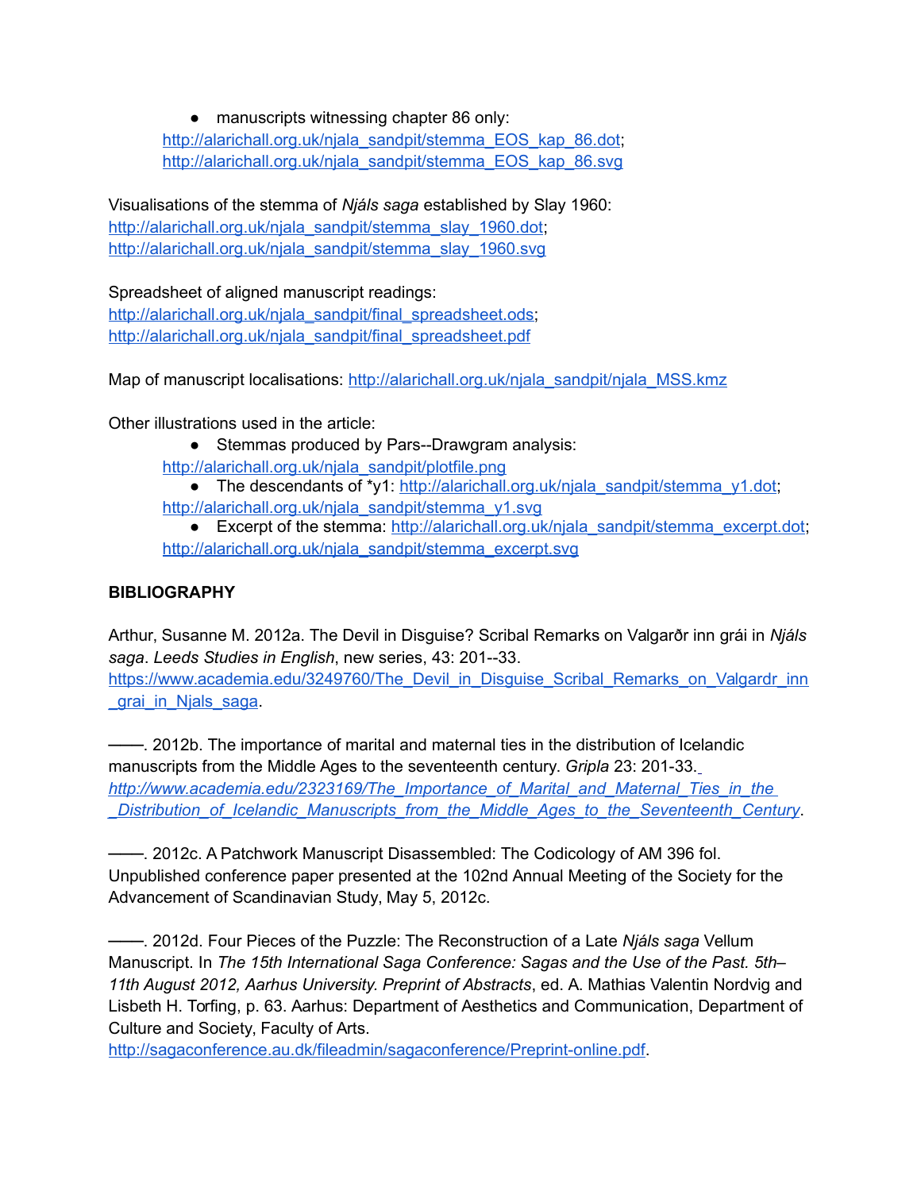- manuscripts witnessing chapter 86 only:
  http://alarichall.org.uk/njala_sandpit/stemma_EOS_kap_86.dot;
  http://alarichall.org.uk/njala_sandpit/stemma_EOS_kap_86.svg

Visualisations of the stemma of *Njáls saga* established by Slay 1960:
http://alarichall.org.uk/njala_sandpit/stemma_slay_1960.dot;
http://alarichall.org.uk/njala_sandpit/stemma_slay_1960.svg

Spreadsheet of aligned manuscript readings:
http://alarichall.org.uk/njala_sandpit/final_spreadsheet.ods;
http://alarichall.org.uk/njala_sandpit/final_spreadsheet.pdf

Map of manuscript localisations: http://alarichall.org.uk/njala_sandpit/njala_MSS.kmz

Other illustrations used in the article:

- Stemmas produced by Pars--Drawgram analysis:
  http://alarichall.org.uk/njala_sandpit/plotfile.png
- The descendants of *y1: http://alarichall.org.uk/njala_sandpit/stemma_y1.dot;
  http://alarichall.org.uk/njala_sandpit/stemma_y1.svg
- Excerpt of the stemma: http://alarichall.org.uk/njala_sandpit/stemma_excerpt.dot;
  http://alarichall.org.uk/njala_sandpit/stemma_excerpt.svg

**BIBLIOGRAPHY**

Arthur, Susanne M. 2012a. The Devil in Disguise? Scribal Remarks on Valgarðr inn grái in *Njáls saga*. *Leeds Studies in English*, new series, 43: 201--33.
https://www.academia.edu/3249760/The_Devil_in_Disguise_Scribal_Remarks_on_Valgardr_inn_grai_in_Njals_saga.

——. 2012b. The importance of marital and maternal ties in the distribution of Icelandic manuscripts from the Middle Ages to the seventeenth century. *Gripla* 23: 201-33.
*http://www.academia.edu/2323169/The_Importance_of_Marital_and_Maternal_Ties_in_the_Distribution_of_Icelandic_Manuscripts_from_the_Middle_Ages_to_the_Seventeenth_Century*.

——. 2012c. A Patchwork Manuscript Disassembled: The Codicology of AM 396 fol. Unpublished conference paper presented at the 102nd Annual Meeting of the Society for the Advancement of Scandinavian Study, May 5, 2012c.

——. 2012d. Four Pieces of the Puzzle: The Reconstruction of a Late *Njáls saga* Vellum Manuscript. In *The 15th International Saga Conference: Sagas and the Use of the Past. 5th–11th August 2012, Aarhus University. Preprint of Abstracts*, ed. A. Mathias Valentin Nordvig and Lisbeth H. Torfing, p. 63. Aarhus: Department of Aesthetics and Communication, Department of Culture and Society, Faculty of Arts.
http://sagaconference.au.dk/fileadmin/sagaconference/Preprint-online.pdf.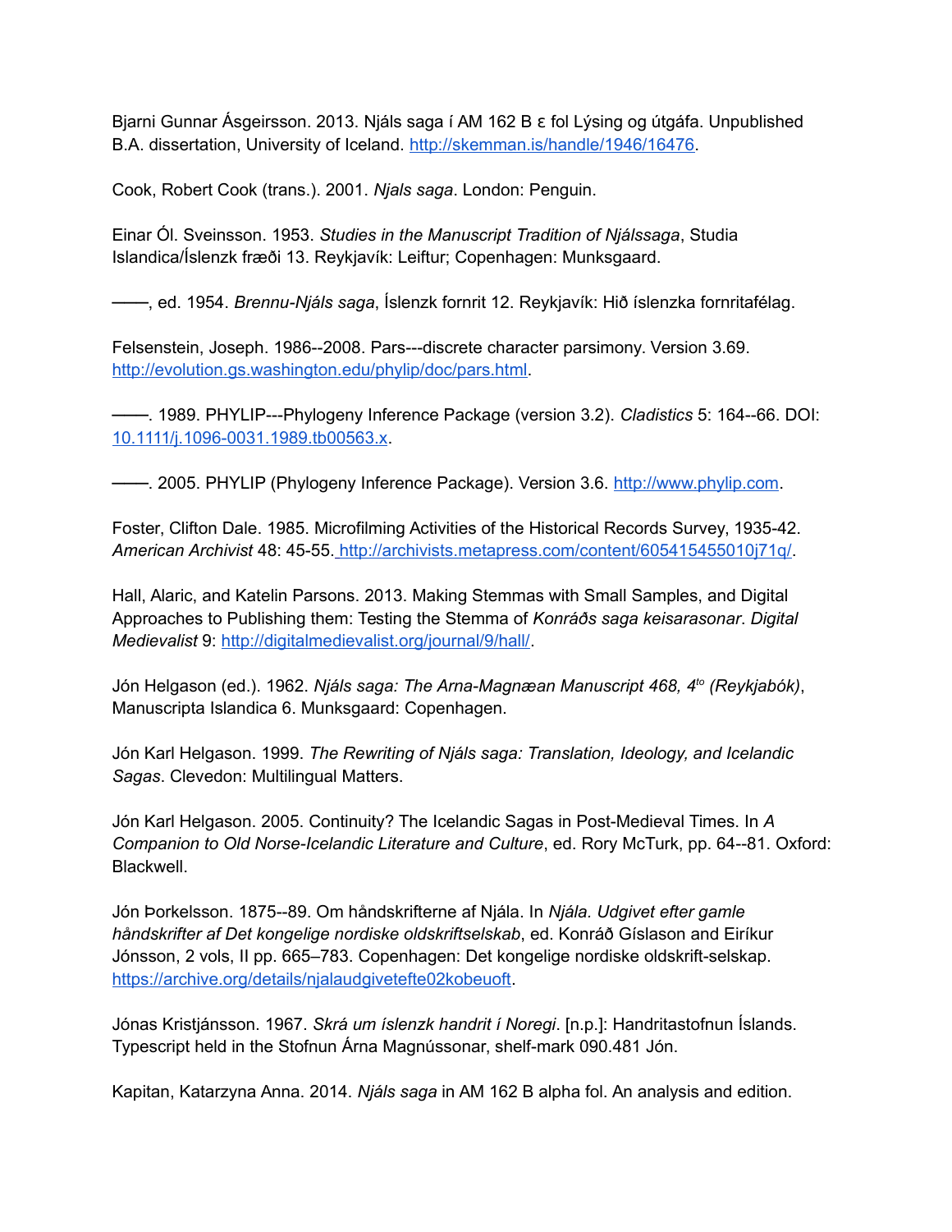Bjarni Gunnar Ásgeirsson. 2013. Njáls saga í AM 162 B ε fol Lýsing og útgáfa. Unpublished B.A. dissertation, University of Iceland. http://skemman.is/handle/1946/16476.

Cook, Robert Cook (trans.). 2001. *Njals saga*. London: Penguin.

Einar Ól. Sveinsson. 1953. *Studies in the Manuscript Tradition of Njálssaga*, Studia Islandica/Íslenzk fræði 13. Reykjavík: Leiftur; Copenhagen: Munksgaard.

——, ed. 1954. *Brennu-Njáls saga*, Íslenzk fornrit 12. Reykjavík: Hið íslenzka fornritafélag.

Felsenstein, Joseph. 1986--2008. Pars---discrete character parsimony. Version 3.69. http://evolution.gs.washington.edu/phylip/doc/pars.html.

——. 1989. PHYLIP---Phylogeny Inference Package (version 3.2). *Cladistics* 5: 164--66. DOI: 10.1111/j.1096-0031.1989.tb00563.x.

——. 2005. PHYLIP (Phylogeny Inference Package). Version 3.6. http://www.phylip.com.

Foster, Clifton Dale. 1985. Microfilming Activities of the Historical Records Survey, 1935-42. *American Archivist* 48: 45-55. http://archivists.metapress.com/content/605415455010j71q/.

Hall, Alaric, and Katelin Parsons. 2013. Making Stemmas with Small Samples, and Digital Approaches to Publishing them: Testing the Stemma of *Konráðs saga keisarasonar*. *Digital Medievalist* 9: http://digitalmedievalist.org/journal/9/hall/.

Jón Helgason (ed.). 1962. *Njáls saga: The Arna-Magnæan Manuscript 468, 4to (Reykjabók)*, Manuscripta Islandica 6. Munksgaard: Copenhagen.

Jón Karl Helgason. 1999. *The Rewriting of Njáls saga: Translation, Ideology, and Icelandic Sagas*. Clevedon: Multilingual Matters.

Jón Karl Helgason. 2005. Continuity? The Icelandic Sagas in Post-Medieval Times. In *A Companion to Old Norse-Icelandic Literature and Culture*, ed. Rory McTurk, pp. 64--81. Oxford: Blackwell.

Jón Þorkelsson. 1875--89. Om håndskrifterne af Njála. In *Njála. Udgivet efter gamle håndskrifter af Det kongelige nordiske oldskriftselskab*, ed. Konráð Gíslason and Eiríkur Jónsson, 2 vols, II pp. 665–783. Copenhagen: Det kongelige nordiske oldskrift-selskap. https://archive.org/details/njalaudgivetefte02kobeuoft.

Jónas Kristjánsson. 1967. *Skrá um íslenzk handrit í Noregi*. [n.p.]: Handritastofnun Íslands. Typescript held in the Stofnun Árna Magnússonar, shelf-mark 090.481 Jón.

Kapitan, Katarzyna Anna. 2014. *Njáls saga* in AM 162 B alpha fol. An analysis and edition.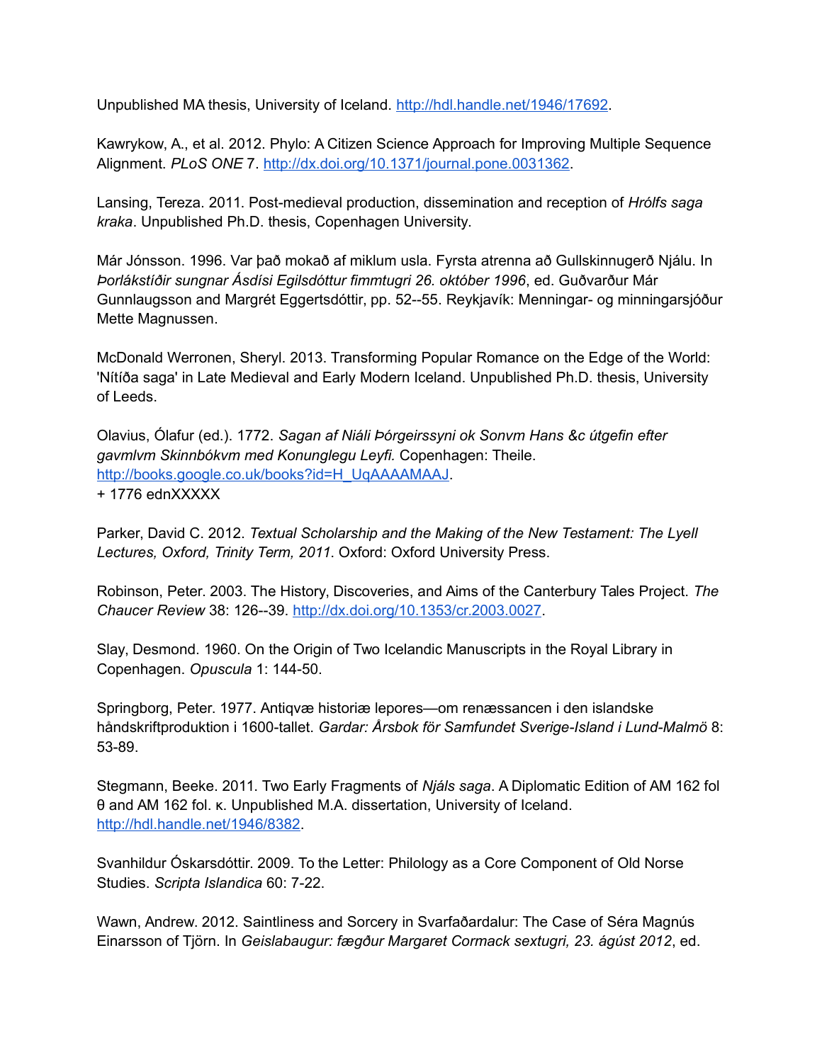Unpublished MA thesis, University of Iceland. http://hdl.handle.net/1946/17692.

Kawrykow, A., et al. 2012. Phylo: A Citizen Science Approach for Improving Multiple Sequence Alignment. *PLoS ONE* 7. http://dx.doi.org/10.1371/journal.pone.0031362.

Lansing, Tereza. 2011. Post-medieval production, dissemination and reception of *Hrólfs saga kraka*. Unpublished Ph.D. thesis, Copenhagen University.

Már Jónsson. 1996. Var það mokað af miklum usla. Fyrsta atrenna að Gullskinnugerð Njálu. In *Þorlákstíðir sungnar Ásdísi Egilsdóttur fimmtugri 26. október 1996*, ed. Guðvarður Már Gunnlaugsson and Margrét Eggertsdóttir, pp. 52--55. Reykjavík: Menningar- og minningarsjóður Mette Magnussen.

McDonald Werronen, Sheryl. 2013. Transforming Popular Romance on the Edge of the World: 'Nítíða saga' in Late Medieval and Early Modern Iceland. Unpublished Ph.D. thesis, University of Leeds.

Olavius, Ólafur (ed.). 1772. *Sagan af Niáli Þórgeirssyni ok Sonvm Hans &c útgefin efter gavmlvm Skinnbókvm med Konunglegu Leyfi.* Copenhagen: Theile. http://books.google.co.uk/books?id=H_UqAAAAMAAJ.
+ 1776 ednXXXXX

Parker, David C. 2012. *Textual Scholarship and the Making of the New Testament: The Lyell Lectures, Oxford, Trinity Term, 2011*. Oxford: Oxford University Press.

Robinson, Peter. 2003. The History, Discoveries, and Aims of the Canterbury Tales Project. *The Chaucer Review* 38: 126--39. http://dx.doi.org/10.1353/cr.2003.0027.

Slay, Desmond. 1960. On the Origin of Two Icelandic Manuscripts in the Royal Library in Copenhagen. *Opuscula* 1: 144-50.

Springborg, Peter. 1977. Antiqvæ historiæ lepores—om renæssancen i den islandske håndskriftproduktion i 1600-tallet. *Gardar: Årsbok för Samfundet Sverige-Island i Lund-Malmö* 8: 53-89.

Stegmann, Beeke. 2011. Two Early Fragments of *Njáls saga*. A Diplomatic Edition of AM 162 fol θ and AM 162 fol. κ. Unpublished M.A. dissertation, University of Iceland. http://hdl.handle.net/1946/8382.

Svanhildur Óskarsdóttir. 2009. To the Letter: Philology as a Core Component of Old Norse Studies. *Scripta Islandica* 60: 7-22.

Wawn, Andrew. 2012. Saintliness and Sorcery in Svarfaðardalur: The Case of Séra Magnús Einarsson of Tjörn. In *Geislabaugur: fægður Margaret Cormack sextugri, 23. ágúst 2012*, ed.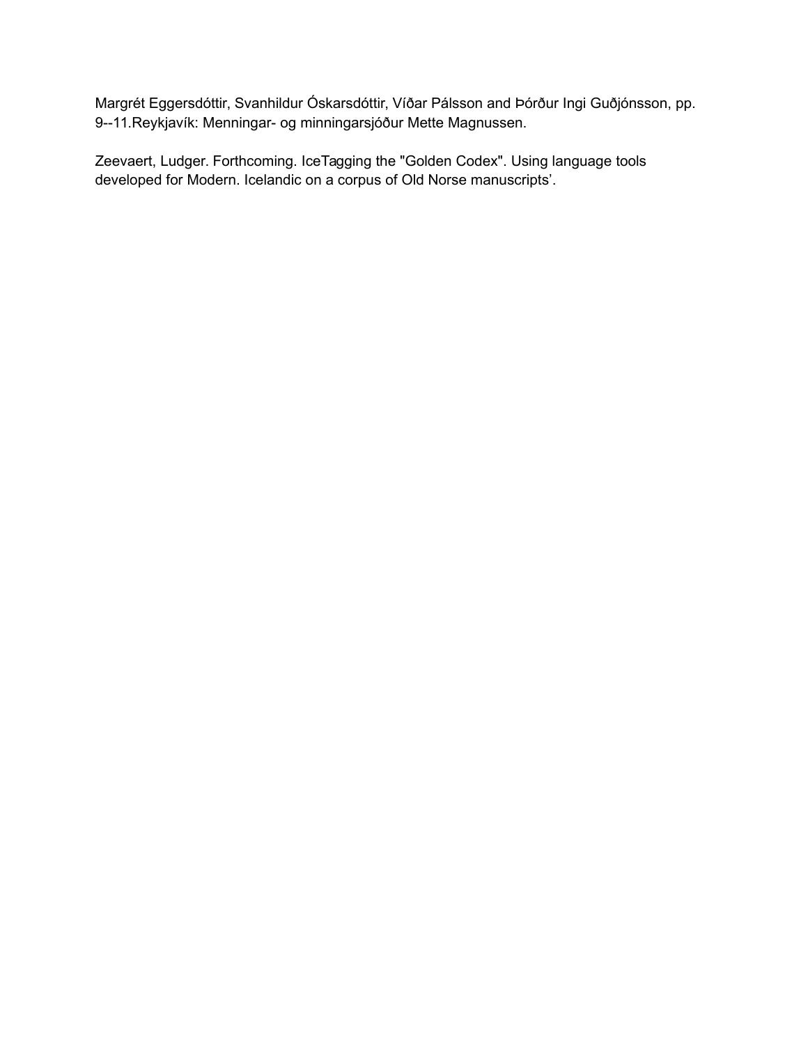Margrét Eggersdóttir, Svanhildur Óskarsdóttir, Víðar Pálsson and Þórður Ingi Guðjónsson, pp. 9--11.Reykjavík: Menningar- og minningarsjóður Mette Magnussen.

Zeevaert, Ludger. Forthcoming. IceTagging the "Golden Codex". Using language tools developed for Modern. Icelandic on a corpus of Old Norse manuscripts’.